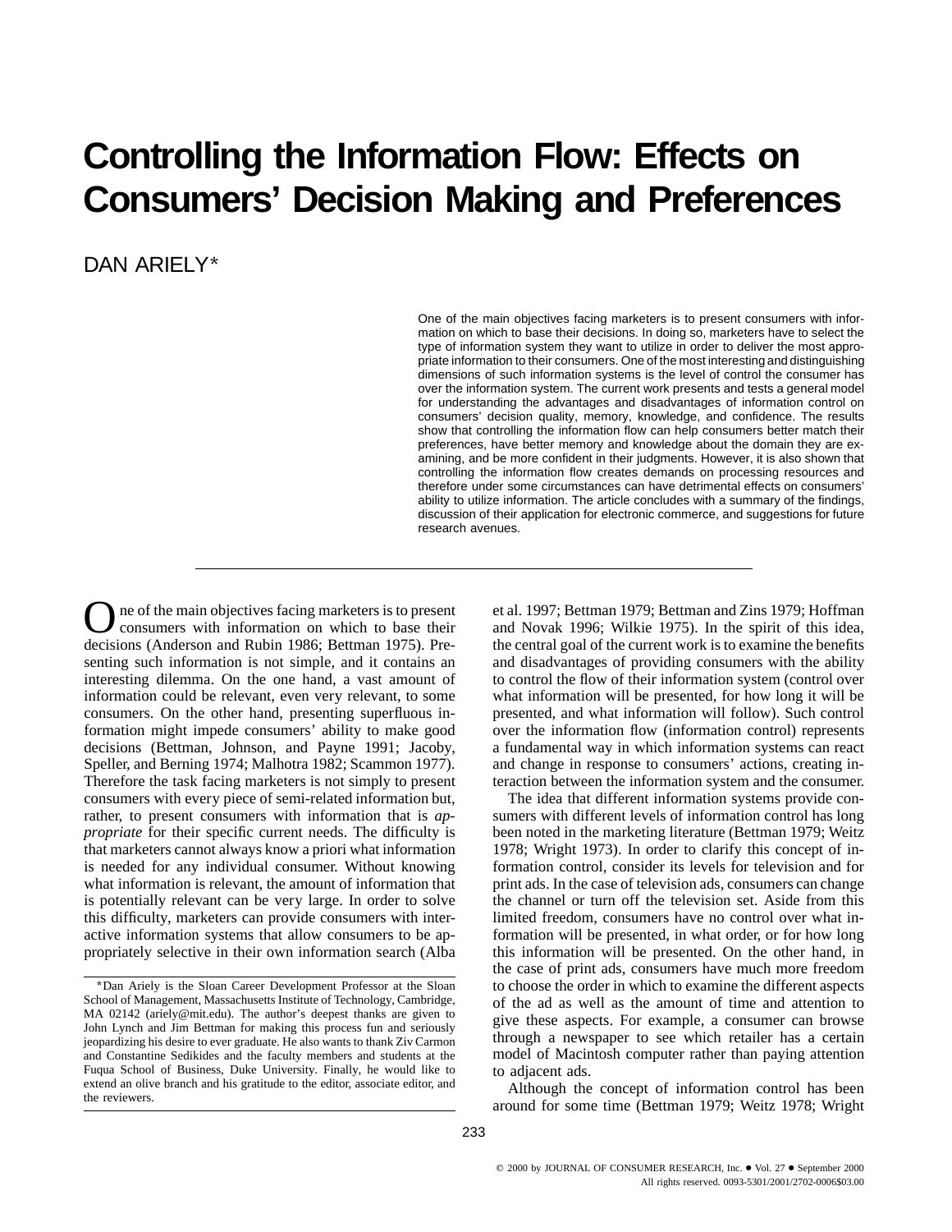# Controlling the Information Flow: Effects on Consumers' Decision Making and Preferences

DAN ARIELY*

One of the main objectives facing marketers is to present consumers with information on which to base their decisions. In doing so, marketers have to select the type of information system they want to utilize in order to deliver the most appropriate information to their consumers. One of the most interesting and distinguishing dimensions of such information systems is the level of control the consumer has over the information system. The current work presents and tests a general model for understanding the advantages and disadvantages of information control on consumers' decision quality, memory, knowledge, and confidence. The results show that controlling the information flow can help consumers better match their preferences, have better memory and knowledge about the domain they are examining, and be more confident in their judgments. However, it is also shown that controlling the information flow creates demands on processing resources and therefore under some circumstances can have detrimental effects on consumers' ability to utilize information. The article concludes with a summary of the findings, discussion of their application for electronic commerce, and suggestions for future research avenues.

---

One of the main objectives facing marketers is to present consumers with information on which to base their decisions (Anderson and Rubin 1986; Bettman 1975). Presenting such information is not simple, and it contains an interesting dilemma. On the one hand, a vast amount of information could be relevant, even very relevant, to some consumers. On the other hand, presenting superfluous information might impede consumers' ability to make good decisions (Bettman, Johnson, and Payne 1991; Jacoby, Speller, and Berning 1974; Malhotra 1982; Scammon 1977). Therefore the task facing marketers is not simply to present consumers with every piece of semi-related information but, rather, to present consumers with information that is *appropriate* for their specific current needs. The difficulty is that marketers cannot always know a priori what information is needed for any individual consumer. Without knowing what information is relevant, the amount of information that is potentially relevant can be very large. In order to solve this difficulty, marketers can provide consumers with interactive information systems that allow consumers to be appropriately selective in their own information search (Alba et al. 1997; Bettman 1979; Bettman and Zins 1979; Hoffman and Novak 1996; Wilkie 1975). In the spirit of this idea, the central goal of the current work is to examine the benefits and disadvantages of providing consumers with the ability to control the flow of their information system (control over what information will be presented, for how long it will be presented, and what information will follow). Such control over the information flow (information control) represents a fundamental way in which information systems can react and change in response to consumers' actions, creating interaction between the information system and the consumer.

The idea that different information systems provide consumers with different levels of information control has long been noted in the marketing literature (Bettman 1979; Weitz 1978; Wright 1973). In order to clarify this concept of information control, consider its levels for television and for print ads. In the case of television ads, consumers can change the channel or turn off the television set. Aside from this limited freedom, consumers have no control over what information will be presented, in what order, or for how long this information will be presented. On the other hand, in the case of print ads, consumers have much more freedom to choose the order in which to examine the different aspects of the ad as well as the amount of time and attention to give these aspects. For example, a consumer can browse through a newspaper to see which retailer has a certain model of Macintosh computer rather than paying attention to adjacent ads.

Although the concept of information control has been around for some time (Bettman 1979; Weitz 1978; Wright

*Dan Ariely is the Sloan Career Development Professor at the Sloan School of Management, Massachusetts Institute of Technology, Cambridge, MA 02142 (ariely@mit.edu). The author's deepest thanks are given to John Lynch and Jim Bettman for making this process fun and seriously jeopardizing his desire to ever graduate. He also wants to thank Ziv Carmon and Constantine Sedikides and the faculty members and students at the Fuqua School of Business, Duke University. Finally, he would like to extend an olive branch and his gratitude to the editor, associate editor, and the reviewers.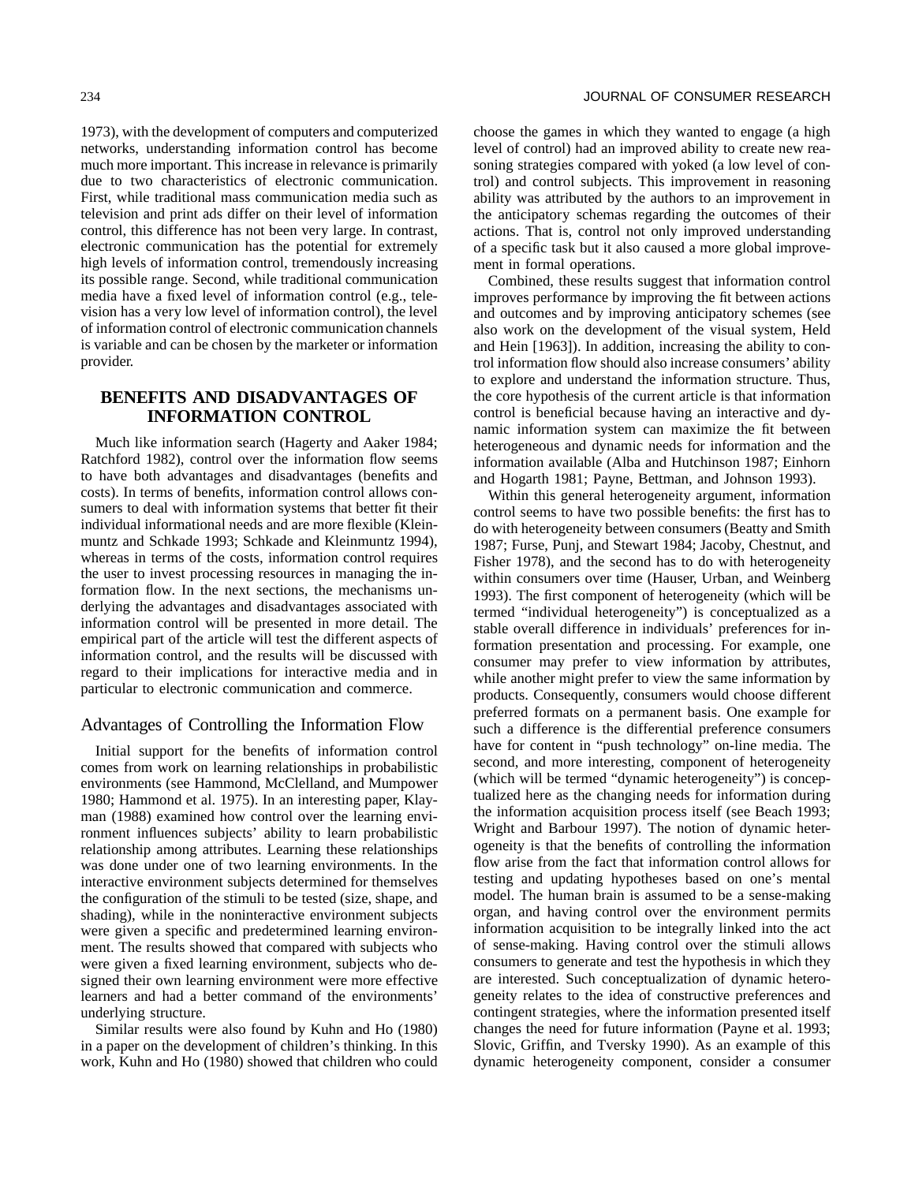1973), with the development of computers and computerized networks, understanding information control has become much more important. This increase in relevance is primarily due to two characteristics of electronic communication. First, while traditional mass communication media such as television and print ads differ on their level of information control, this difference has not been very large. In contrast, electronic communication has the potential for extremely high levels of information control, tremendously increasing its possible range. Second, while traditional communication media have a fixed level of information control (e.g., television has a very low level of information control), the level of information control of electronic communication channels is variable and can be chosen by the marketer or information provider.

## BENEFITS AND DISADVANTAGES OF INFORMATION CONTROL

Much like information search (Hagerty and Aaker 1984; Ratchford 1982), control over the information flow seems to have both advantages and disadvantages (benefits and costs). In terms of benefits, information control allows consumers to deal with information systems that better fit their individual informational needs and are more flexible (Kleinmuntz and Schkade 1993; Schkade and Kleinmuntz 1994), whereas in terms of the costs, information control requires the user to invest processing resources in managing the information flow. In the next sections, the mechanisms underlying the advantages and disadvantages associated with information control will be presented in more detail. The empirical part of the article will test the different aspects of information control, and the results will be discussed with regard to their implications for interactive media and in particular to electronic communication and commerce.

### Advantages of Controlling the Information Flow

Initial support for the benefits of information control comes from work on learning relationships in probabilistic environments (see Hammond, McClelland, and Mumpower 1980; Hammond et al. 1975). In an interesting paper, Klayman (1988) examined how control over the learning environment influences subjects' ability to learn probabilistic relationship among attributes. Learning these relationships was done under one of two learning environments. In the interactive environment subjects determined for themselves the configuration of the stimuli to be tested (size, shape, and shading), while in the noninteractive environment subjects were given a specific and predetermined learning environment. The results showed that compared with subjects who were given a fixed learning environment, subjects who designed their own learning environment were more effective learners and had a better command of the environments' underlying structure.

Similar results were also found by Kuhn and Ho (1980) in a paper on the development of children's thinking. In this work, Kuhn and Ho (1980) showed that children who could choose the games in which they wanted to engage (a high level of control) had an improved ability to create new reasoning strategies compared with yoked (a low level of control) and control subjects. This improvement in reasoning ability was attributed by the authors to an improvement in the anticipatory schemas regarding the outcomes of their actions. That is, control not only improved understanding of a specific task but it also caused a more global improvement in formal operations.

Combined, these results suggest that information control improves performance by improving the fit between actions and outcomes and by improving anticipatory schemes (see also work on the development of the visual system, Held and Hein [1963]). In addition, increasing the ability to control information flow should also increase consumers' ability to explore and understand the information structure. Thus, the core hypothesis of the current article is that information control is beneficial because having an interactive and dynamic information system can maximize the fit between heterogeneous and dynamic needs for information and the information available (Alba and Hutchinson 1987; Einhorn and Hogarth 1981; Payne, Bettman, and Johnson 1993).

Within this general heterogeneity argument, information control seems to have two possible benefits: the first has to do with heterogeneity between consumers (Beatty and Smith 1987; Furse, Punj, and Stewart 1984; Jacoby, Chestnut, and Fisher 1978), and the second has to do with heterogeneity within consumers over time (Hauser, Urban, and Weinberg 1993). The first component of heterogeneity (which will be termed "individual heterogeneity") is conceptualized as a stable overall difference in individuals' preferences for information presentation and processing. For example, one consumer may prefer to view information by attributes, while another might prefer to view the same information by products. Consequently, consumers would choose different preferred formats on a permanent basis. One example for such a difference is the differential preference consumers have for content in "push technology" on-line media. The second, and more interesting, component of heterogeneity (which will be termed "dynamic heterogeneity") is conceptualized here as the changing needs for information during the information acquisition process itself (see Beach 1993; Wright and Barbour 1997). The notion of dynamic heterogeneity is that the benefits of controlling the information flow arise from the fact that information control allows for testing and updating hypotheses based on one's mental model. The human brain is assumed to be a sense-making organ, and having control over the environment permits information acquisition to be integrally linked into the act of sense-making. Having control over the stimuli allows consumers to generate and test the hypothesis in which they are interested. Such conceptualization of dynamic heterogeneity relates to the idea of constructive preferences and contingent strategies, where the information presented itself changes the need for future information (Payne et al. 1993; Slovic, Griffin, and Tversky 1990). As an example of this dynamic heterogeneity component, consider a consumer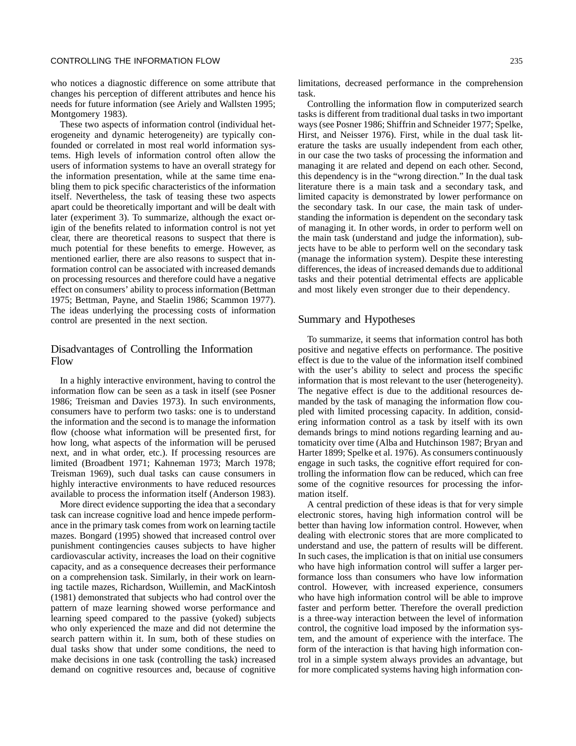who notices a diagnostic difference on some attribute that changes his perception of different attributes and hence his needs for future information (see Ariely and Wallsten 1995; Montgomery 1983).

These two aspects of information control (individual heterogeneity and dynamic heterogeneity) are typically confounded or correlated in most real world information systems. High levels of information control often allow the users of information systems to have an overall strategy for the information presentation, while at the same time enabling them to pick specific characteristics of the information itself. Nevertheless, the task of teasing these two aspects apart could be theoretically important and will be dealt with later (experiment 3). To summarize, although the exact origin of the benefits related to information control is not yet clear, there are theoretical reasons to suspect that there is much potential for these benefits to emerge. However, as mentioned earlier, there are also reasons to suspect that information control can be associated with increased demands on processing resources and therefore could have a negative effect on consumers' ability to process information (Bettman 1975; Bettman, Payne, and Staelin 1986; Scammon 1977). The ideas underlying the processing costs of information control are presented in the next section.

## Disadvantages of Controlling the Information Flow

In a highly interactive environment, having to control the information flow can be seen as a task in itself (see Posner 1986; Treisman and Davies 1973). In such environments, consumers have to perform two tasks: one is to understand the information and the second is to manage the information flow (choose what information will be presented first, for how long, what aspects of the information will be perused next, and in what order, etc.). If processing resources are limited (Broadbent 1971; Kahneman 1973; March 1978; Treisman 1969), such dual tasks can cause consumers in highly interactive environments to have reduced resources available to process the information itself (Anderson 1983).

More direct evidence supporting the idea that a secondary task can increase cognitive load and hence impede performance in the primary task comes from work on learning tactile mazes. Bongard (1995) showed that increased control over punishment contingencies causes subjects to have higher cardiovascular activity, increases the load on their cognitive capacity, and as a consequence decreases their performance on a comprehension task. Similarly, in their work on learning tactile mazes, Richardson, Wuillemin, and MacKintosh (1981) demonstrated that subjects who had control over the pattern of maze learning showed worse performance and learning speed compared to the passive (yoked) subjects who only experienced the maze and did not determine the search pattern within it. In sum, both of these studies on dual tasks show that under some conditions, the need to make decisions in one task (controlling the task) increased demand on cognitive resources and, because of cognitive limitations, decreased performance in the comprehension task.

Controlling the information flow in computerized search tasks is different from traditional dual tasks in two important ways (see Posner 1986; Shiffrin and Schneider 1977; Spelke, Hirst, and Neisser 1976). First, while in the dual task literature the tasks are usually independent from each other, in our case the two tasks of processing the information and managing it are related and depend on each other. Second, this dependency is in the "wrong direction." In the dual task literature there is a main task and a secondary task, and limited capacity is demonstrated by lower performance on the secondary task. In our case, the main task of understanding the information is dependent on the secondary task of managing it. In other words, in order to perform well on the main task (understand and judge the information), subjects have to be able to perform well on the secondary task (manage the information system). Despite these interesting differences, the ideas of increased demands due to additional tasks and their potential detrimental effects are applicable and most likely even stronger due to their dependency.

## Summary and Hypotheses

To summarize, it seems that information control has both positive and negative effects on performance. The positive effect is due to the value of the information itself combined with the user's ability to select and process the specific information that is most relevant to the user (heterogeneity). The negative effect is due to the additional resources demanded by the task of managing the information flow coupled with limited processing capacity. In addition, considering information control as a task by itself with its own demands brings to mind notions regarding learning and automaticity over time (Alba and Hutchinson 1987; Bryan and Harter 1899; Spelke et al. 1976). As consumers continuously engage in such tasks, the cognitive effort required for controlling the information flow can be reduced, which can free some of the cognitive resources for processing the information itself.

A central prediction of these ideas is that for very simple electronic stores, having high information control will be better than having low information control. However, when dealing with electronic stores that are more complicated to understand and use, the pattern of results will be different. In such cases, the implication is that on initial use consumers who have high information control will suffer a larger performance loss than consumers who have low information control. However, with increased experience, consumers who have high information control will be able to improve faster and perform better. Therefore the overall prediction is a three-way interaction between the level of information control, the cognitive load imposed by the information system, and the amount of experience with the interface. The form of the interaction is that having high information control in a simple system always provides an advantage, but for more complicated systems having high information con-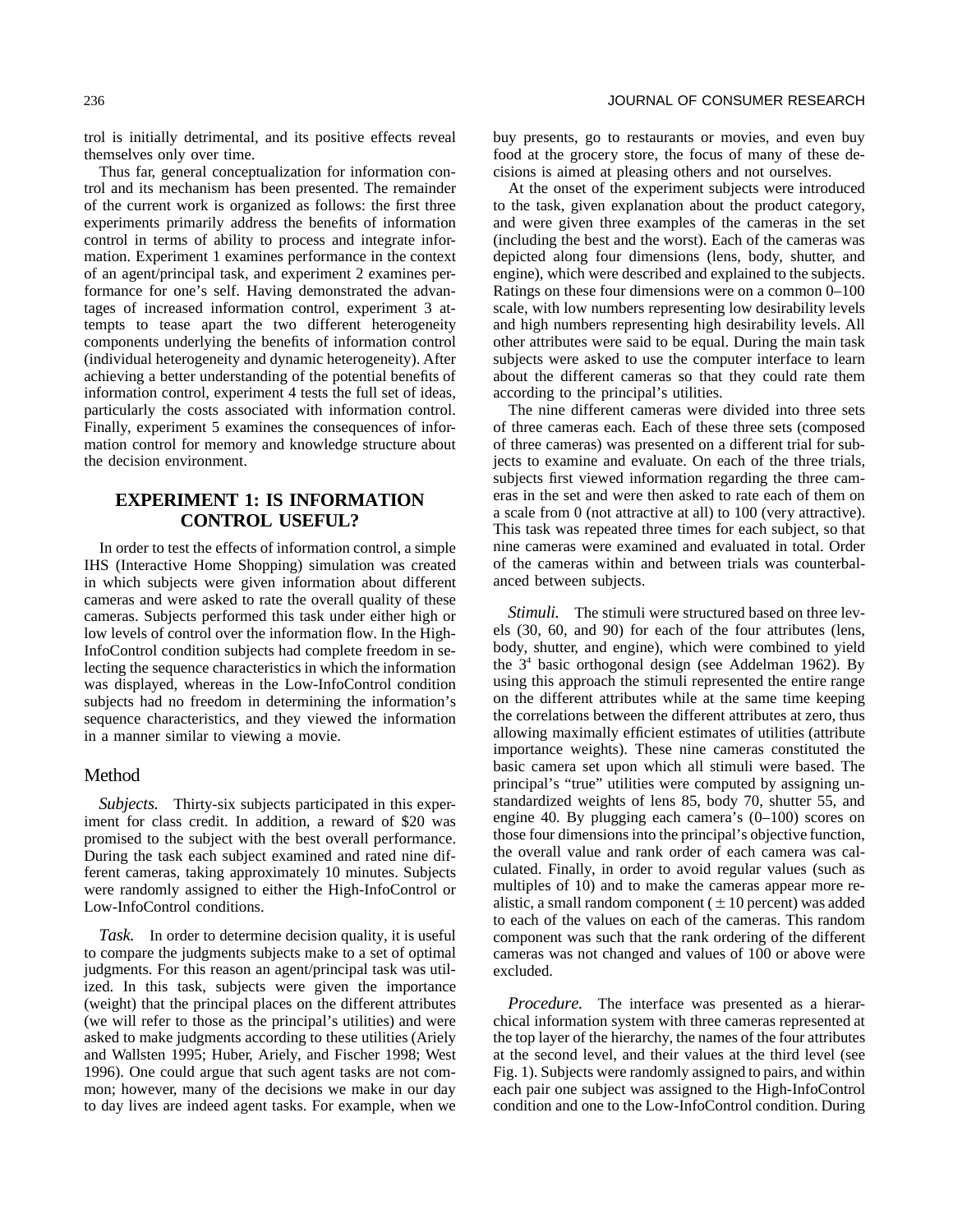trol is initially detrimental, and its positive effects reveal themselves only over time.

Thus far, general conceptualization for information control and its mechanism has been presented. The remainder of the current work is organized as follows: the first three experiments primarily address the benefits of information control in terms of ability to process and integrate information. Experiment 1 examines performance in the context of an agent/principal task, and experiment 2 examines performance for one's self. Having demonstrated the advantages of increased information control, experiment 3 attempts to tease apart the two different heterogeneity components underlying the benefits of information control (individual heterogeneity and dynamic heterogeneity). After achieving a better understanding of the potential benefits of information control, experiment 4 tests the full set of ideas, particularly the costs associated with information control. Finally, experiment 5 examines the consequences of information control for memory and knowledge structure about the decision environment.

## EXPERIMENT 1: IS INFORMATION CONTROL USEFUL?

In order to test the effects of information control, a simple IHS (Interactive Home Shopping) simulation was created in which subjects were given information about different cameras and were asked to rate the overall quality of these cameras. Subjects performed this task under either high or low levels of control over the information flow. In the High-InfoControl condition subjects had complete freedom in selecting the sequence characteristics in which the information was displayed, whereas in the Low-InfoControl condition subjects had no freedom in determining the information's sequence characteristics, and they viewed the information in a manner similar to viewing a movie.

### Method

*Subjects.* Thirty-six subjects participated in this experiment for class credit. In addition, a reward of $20 was promised to the subject with the best overall performance. During the task each subject examined and rated nine different cameras, taking approximately 10 minutes. Subjects were randomly assigned to either the High-InfoControl or Low-InfoControl conditions.

*Task.* In order to determine decision quality, it is useful to compare the judgments subjects make to a set of optimal judgments. For this reason an agent/principal task was utilized. In this task, subjects were given the importance (weight) that the principal places on the different attributes (we will refer to those as the principal's utilities) and were asked to make judgments according to these utilities (Ariely and Wallsten 1995; Huber, Ariely, and Fischer 1998; West 1996). One could argue that such agent tasks are not common; however, many of the decisions we make in our day to day lives are indeed agent tasks. For example, when we buy presents, go to restaurants or movies, and even buy food at the grocery store, the focus of many of these decisions is aimed at pleasing others and not ourselves.

At the onset of the experiment subjects were introduced to the task, given explanation about the product category, and were given three examples of the cameras in the set (including the best and the worst). Each of the cameras was depicted along four dimensions (lens, body, shutter, and engine), which were described and explained to the subjects. Ratings on these four dimensions were on a common 0–100 scale, with low numbers representing low desirability levels and high numbers representing high desirability levels. All other attributes were said to be equal. During the main task subjects were asked to use the computer interface to learn about the different cameras so that they could rate them according to the principal's utilities.

The nine different cameras were divided into three sets of three cameras each. Each of these three sets (composed of three cameras) was presented on a different trial for subjects to examine and evaluate. On each of the three trials, subjects first viewed information regarding the three cameras in the set and were then asked to rate each of them on a scale from 0 (not attractive at all) to 100 (very attractive). This task was repeated three times for each subject, so that nine cameras were examined and evaluated in total. Order of the cameras within and between trials was counterbalanced between subjects.

*Stimuli.* The stimuli were structured based on three levels (30, 60, and 90) for each of the four attributes (lens, body, shutter, and engine), which were combined to yield the $3^4$ basic orthogonal design (see Addelman 1962). By using this approach the stimuli represented the entire range on the different attributes while at the same time keeping the correlations between the different attributes at zero, thus allowing maximally efficient estimates of utilities (attribute importance weights). These nine cameras constituted the basic camera set upon which all stimuli were based. The principal's "true" utilities were computed by assigning unstandardized weights of lens 85, body 70, shutter 55, and engine 40. By plugging each camera's (0–100) scores on those four dimensions into the principal's objective function, the overall value and rank order of each camera was calculated. Finally, in order to avoid regular values (such as multiples of 10) and to make the cameras appear more realistic, a small random component ($\pm 10$ percent) was added to each of the values on each of the cameras. This random component was such that the rank ordering of the different cameras was not changed and values of 100 or above were excluded.

*Procedure.* The interface was presented as a hierarchical information system with three cameras represented at the top layer of the hierarchy, the names of the four attributes at the second level, and their values at the third level (see Fig. 1). Subjects were randomly assigned to pairs, and within each pair one subject was assigned to the High-InfoControl condition and one to the Low-InfoControl condition. During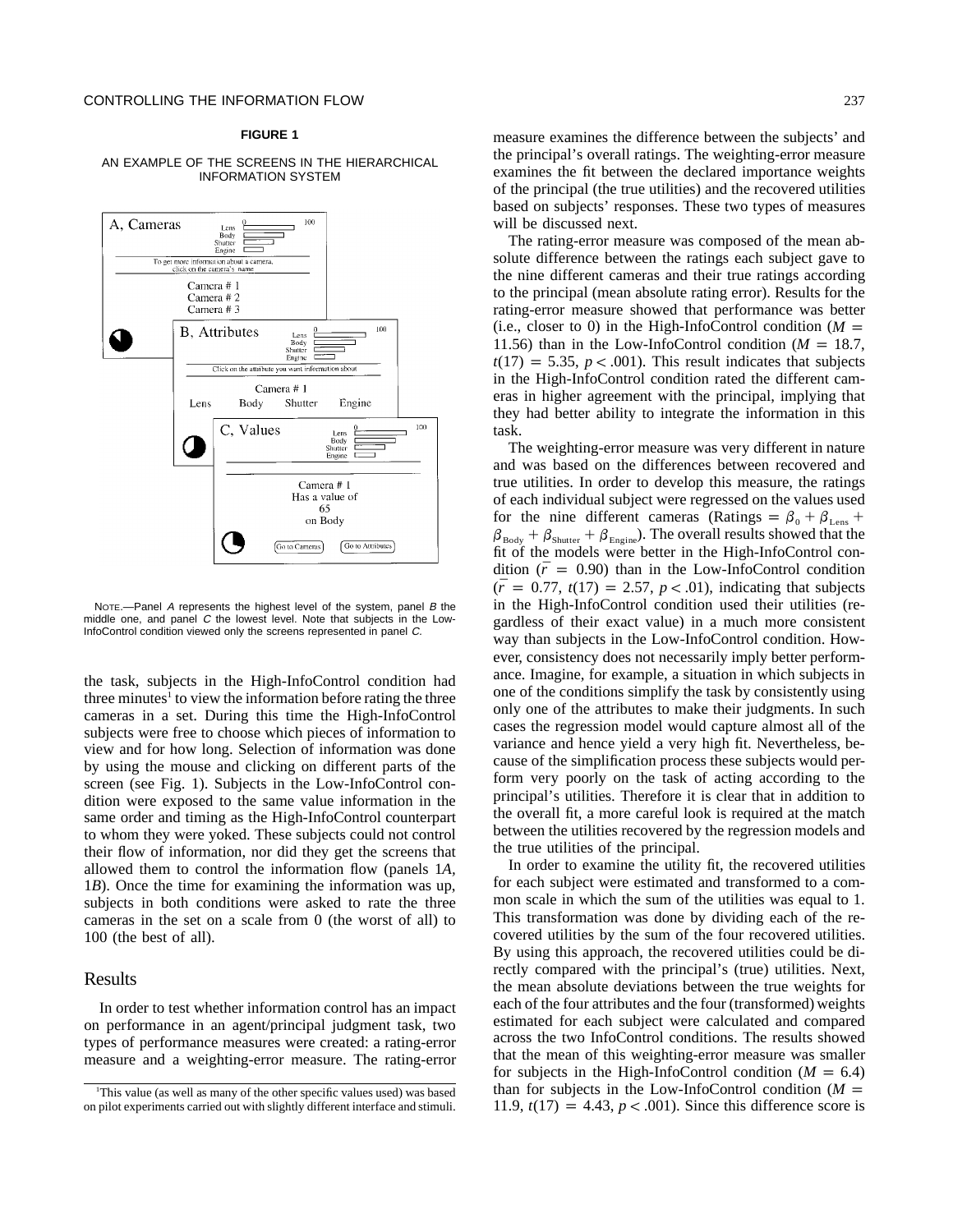**FIGURE 1**

AN EXAMPLE OF THE SCREENS IN THE HIERARCHICAL INFORMATION SYSTEM

NOTE.—Panel *A* represents the highest level of the system, panel *B* the middle one, and panel *C* the lowest level. Note that subjects in the Low-InfoControl condition viewed only the screens represented in panel *C*.

the task, subjects in the High-InfoControl condition had three minutes[1] to view the information before rating the three cameras in a set. During this time the High-InfoControl subjects were free to choose which pieces of information to view and for how long. Selection of information was done by using the mouse and clicking on different parts of the screen (see Fig. 1). Subjects in the Low-InfoControl condition were exposed to the same value information in the same order and timing as the High-InfoControl counterpart to whom they were yoked. These subjects could not control their flow of information, nor did they get the screens that allowed them to control the information flow (panels 1*A*, 1*B*). Once the time for examining the information was up, subjects in both conditions were asked to rate the three cameras in the set on a scale from 0 (the worst of all) to 100 (the best of all).

## Results

In order to test whether information control has an impact on performance in an agent/principal judgment task, two types of performance measures were created: a rating-error measure and a weighting-error measure. The rating-error measure examines the difference between the subjects' and the principal's overall ratings. The weighting-error measure examines the fit between the declared importance weights of the principal (the true utilities) and the recovered utilities based on subjects' responses. These two types of measures will be discussed next.

The rating-error measure was composed of the mean absolute difference between the ratings each subject gave to the nine different cameras and their true ratings according to the principal (mean absolute rating error). Results for the rating-error measure showed that performance was better (i.e., closer to 0) in the High-InfoControl condition ($M = 11.56$) than in the Low-InfoControl condition ($M = 18.7$, $t(17) = 5.35$, $p < .001$). This result indicates that subjects in the High-InfoControl condition rated the different cameras in higher agreement with the principal, implying that they had better ability to integrate the information in this task.

The weighting-error measure was very different in nature and was based on the differences between recovered and true utilities. In order to develop this measure, the ratings of each individual subject were regressed on the values used for the nine different cameras (Ratings $= \beta_0 + \beta_{\text{Lens}} + \beta_{\text{Body}} + \beta_{\text{Shutter}} + \beta_{\text{Engine}}$). The overall results showed that the fit of the models were better in the High-InfoControl condition ($\bar{r} = 0.90$) than in the Low-InfoControl condition ($\bar{r} = 0.77$, $t(17) = 2.57$, $p < .01$), indicating that subjects in the High-InfoControl condition used their utilities (regardless of their exact value) in a much more consistent way than subjects in the Low-InfoControl condition. However, consistency does not necessarily imply better performance. Imagine, for example, a situation in which subjects in one of the conditions simplify the task by consistently using only one of the attributes to make their judgments. In such cases the regression model would capture almost all of the variance and hence yield a very high fit. Nevertheless, because of the simplification process these subjects would perform very poorly on the task of acting according to the principal's utilities. Therefore it is clear that in addition to the overall fit, a more careful look is required at the match between the utilities recovered by the regression models and the true utilities of the principal.

In order to examine the utility fit, the recovered utilities for each subject were estimated and transformed to a common scale in which the sum of the utilities was equal to 1. This transformation was done by dividing each of the recovered utilities by the sum of the four recovered utilities. By using this approach, the recovered utilities could be directly compared with the principal's (true) utilities. Next, the mean absolute deviations between the true weights for each of the four attributes and the four (transformed) weights estimated for each subject were calculated and compared across the two InfoControl conditions. The results showed that the mean of this weighting-error measure was smaller for subjects in the High-InfoControl condition ($M = 6.4$) than for subjects in the Low-InfoControl condition ($M = 11.9$, $t(17) = 4.43$, $p < .001$). Since this difference score is

[1] This value (as well as many of the other specific values used) was based on pilot experiments carried out with slightly different interface and stimuli.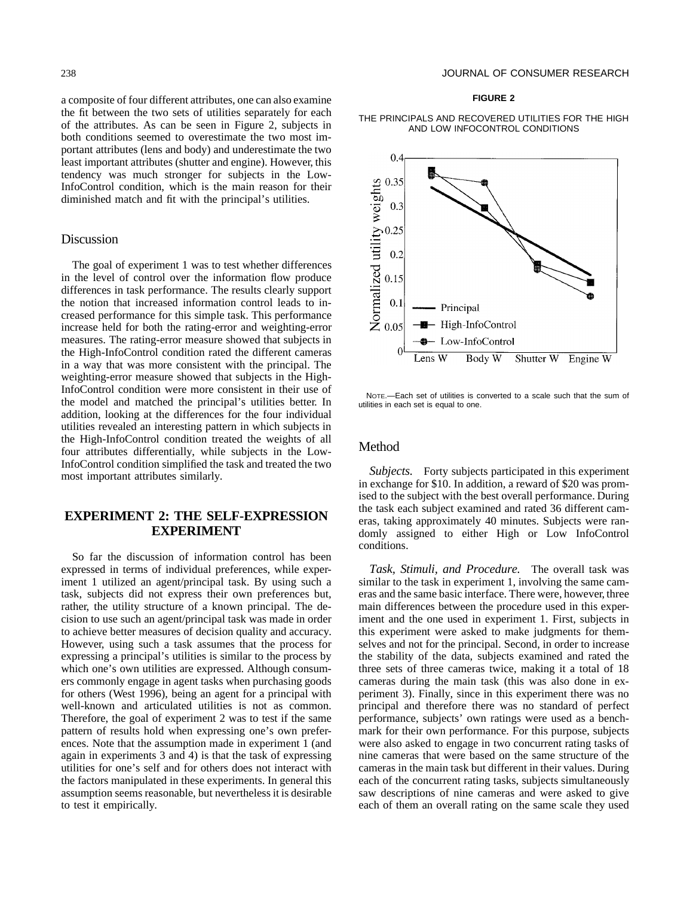a composite of four different attributes, one can also examine the fit between the two sets of utilities separately for each of the attributes. As can be seen in Figure 2, subjects in both conditions seemed to overestimate the two most important attributes (lens and body) and underestimate the two least important attributes (shutter and engine). However, this tendency was much stronger for subjects in the Low-InfoControl condition, which is the main reason for their diminished match and fit with the principal's utilities.

## Discussion

The goal of experiment 1 was to test whether differences in the level of control over the information flow produce differences in task performance. The results clearly support the notion that increased information control leads to increased performance for this simple task. This performance increase held for both the rating-error and weighting-error measures. The rating-error measure showed that subjects in the High-InfoControl condition rated the different cameras in a way that was more consistent with the principal. The weighting-error measure showed that subjects in the High-InfoControl condition were more consistent in their use of the model and matched the principal's utilities better. In addition, looking at the differences for the four individual utilities revealed an interesting pattern in which subjects in the High-InfoControl condition treated the weights of all four attributes differentially, while subjects in the Low-InfoControl condition simplified the task and treated the two most important attributes similarly.

**FIGURE 2**

THE PRINCIPALS AND RECOVERED UTILITIES FOR THE HIGH AND LOW INFOCONTROL CONDITIONS

NOTE.—Each set of utilities is converted to a scale such that the sum of utilities in each set is equal to one.

# EXPERIMENT 2: THE SELF-EXPRESSION EXPERIMENT

So far the discussion of information control has been expressed in terms of individual preferences, while experiment 1 utilized an agent/principal task. By using such a task, subjects did not express their own preferences but, rather, the utility structure of a known principal. The decision to use such an agent/principal task was made in order to achieve better measures of decision quality and accuracy. However, using such a task assumes that the process for expressing a principal's utilities is similar to the process by which one's own utilities are expressed. Although consumers commonly engage in agent tasks when purchasing goods for others (West 1996), being an agent for a principal with well-known and articulated utilities is not as common. Therefore, the goal of experiment 2 was to test if the same pattern of results hold when expressing one's own preferences. Note that the assumption made in experiment 1 (and again in experiments 3 and 4) is that the task of expressing utilities for one's self and for others does not interact with the factors manipulated in these experiments. In general this assumption seems reasonable, but nevertheless it is desirable to test it empirically.

## Method

*Subjects.* Forty subjects participated in this experiment in exchange for $10. In addition, a reward of $20 was promised to the subject with the best overall performance. During the task each subject examined and rated 36 different cameras, taking approximately 40 minutes. Subjects were randomly assigned to either High or Low InfoControl conditions.

*Task, Stimuli, and Procedure.* The overall task was similar to the task in experiment 1, involving the same cameras and the same basic interface. There were, however, three main differences between the procedure used in this experiment and the one used in experiment 1. First, subjects in this experiment were asked to make judgments for themselves and not for the principal. Second, in order to increase the stability of the data, subjects examined and rated the three sets of three cameras twice, making it a total of 18 cameras during the main task (this was also done in experiment 3). Finally, since in this experiment there was no principal and therefore there was no standard of perfect performance, subjects' own ratings were used as a benchmark for their own performance. For this purpose, subjects were also asked to engage in two concurrent rating tasks of nine cameras that were based on the same structure of the cameras in the main task but different in their values. During each of the concurrent rating tasks, subjects simultaneously saw descriptions of nine cameras and were asked to give each of them an overall rating on the same scale they used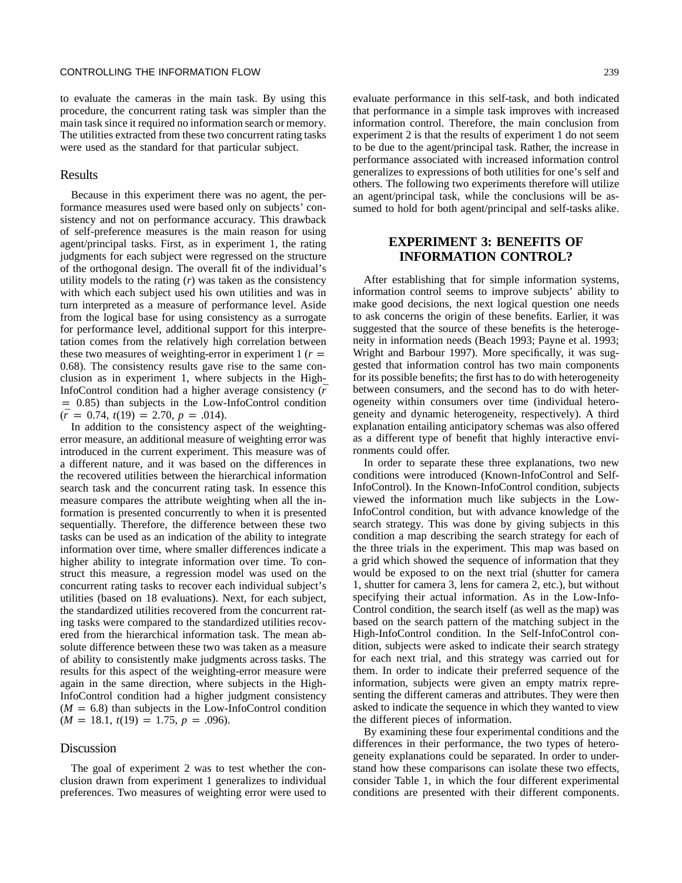to evaluate the cameras in the main task. By using this procedure, the concurrent rating task was simpler than the main task since it required no information search or memory. The utilities extracted from these two concurrent rating tasks were used as the standard for that particular subject.

## Results

Because in this experiment there was no agent, the performance measures used were based only on subjects' consistency and not on performance accuracy. This drawback of self-preference measures is the main reason for using agent/principal tasks. First, as in experiment 1, the rating judgments for each subject were regressed on the structure of the orthogonal design. The overall fit of the individual's utility models to the rating ($r$) was taken as the consistency with which each subject used his own utilities and was in turn interpreted as a measure of performance level. Aside from the logical base for using consistency as a surrogate for performance level, additional support for this interpretation comes from the relatively high correlation between these two measures of weighting-error in experiment 1 ($r = 0.68$). The consistency results gave rise to the same conclusion as in experiment 1, where subjects in the High-InfoControl condition had a higher average consistency ($\bar{r} = 0.85$) than subjects in the Low-InfoControl condition ($\bar{r} = 0.74$, $t(19) = 2.70$, $p = .014$).

In addition to the consistency aspect of the weighting-error measure, an additional measure of weighting error was introduced in the current experiment. This measure was of a different nature, and it was based on the differences in the recovered utilities between the hierarchical information search task and the concurrent rating task. In essence this measure compares the attribute weighting when all the information is presented concurrently to when it is presented sequentially. Therefore, the difference between these two tasks can be used as an indication of the ability to integrate information over time, where smaller differences indicate a higher ability to integrate information over time. To construct this measure, a regression model was used on the concurrent rating tasks to recover each individual subject's utilities (based on 18 evaluations). Next, for each subject, the standardized utilities recovered from the concurrent rating tasks were compared to the standardized utilities recovered from the hierarchical information task. The mean absolute difference between these two was taken as a measure of ability to consistently make judgments across tasks. The results for this aspect of the weighting-error measure were again in the same direction, where subjects in the High-InfoControl condition had a higher judgment consistency ($M = 6.8$) than subjects in the Low-InfoControl condition ($M = 18.1$, $t(19) = 1.75$, $p = .096$).

## Discussion

The goal of experiment 2 was to test whether the conclusion drawn from experiment 1 generalizes to individual preferences. Two measures of weighting error were used to evaluate performance in this self-task, and both indicated that performance in a simple task improves with increased information control. Therefore, the main conclusion from experiment 2 is that the results of experiment 1 do not seem to be due to the agent/principal task. Rather, the increase in performance associated with increased information control generalizes to expressions of both utilities for one's self and others. The following two experiments therefore will utilize an agent/principal task, while the conclusions will be assumed to hold for both agent/principal and self-tasks alike.

# EXPERIMENT 3: BENEFITS OF INFORMATION CONTROL?

After establishing that for simple information systems, information control seems to improve subjects' ability to make good decisions, the next logical question one needs to ask concerns the origin of these benefits. Earlier, it was suggested that the source of these benefits is the heterogeneity in information needs (Beach 1993; Payne et al. 1993; Wright and Barbour 1997). More specifically, it was suggested that information control has two main components for its possible benefits; the first has to do with heterogeneity between consumers, and the second has to do with heterogeneity within consumers over time (individual heterogeneity and dynamic heterogeneity, respectively). A third explanation entailing anticipatory schemas was also offered as a different type of benefit that highly interactive environments could offer.

In order to separate these three explanations, two new conditions were introduced (Known-InfoControl and Self-InfoControl). In the Known-InfoControl condition, subjects viewed the information much like subjects in the Low-InfoControl condition, but with advance knowledge of the search strategy. This was done by giving subjects in this condition a map describing the search strategy for each of the three trials in the experiment. This map was based on a grid which showed the sequence of information that they would be exposed to on the next trial (shutter for camera 1, shutter for camera 3, lens for camera 2, etc.), but without specifying their actual information. As in the Low-InfoControl condition, the search itself (as well as the map) was based on the search pattern of the matching subject in the High-InfoControl condition. In the Self-InfoControl condition, subjects were asked to indicate their search strategy for each next trial, and this strategy was carried out for them. In order to indicate their preferred sequence of the information, subjects were given an empty matrix representing the different cameras and attributes. They were then asked to indicate the sequence in which they wanted to view the different pieces of information.

By examining these four experimental conditions and the differences in their performance, the two types of heterogeneity explanations could be separated. In order to understand how these comparisons can isolate these two effects, consider Table 1, in which the four different experimental conditions are presented with their different components.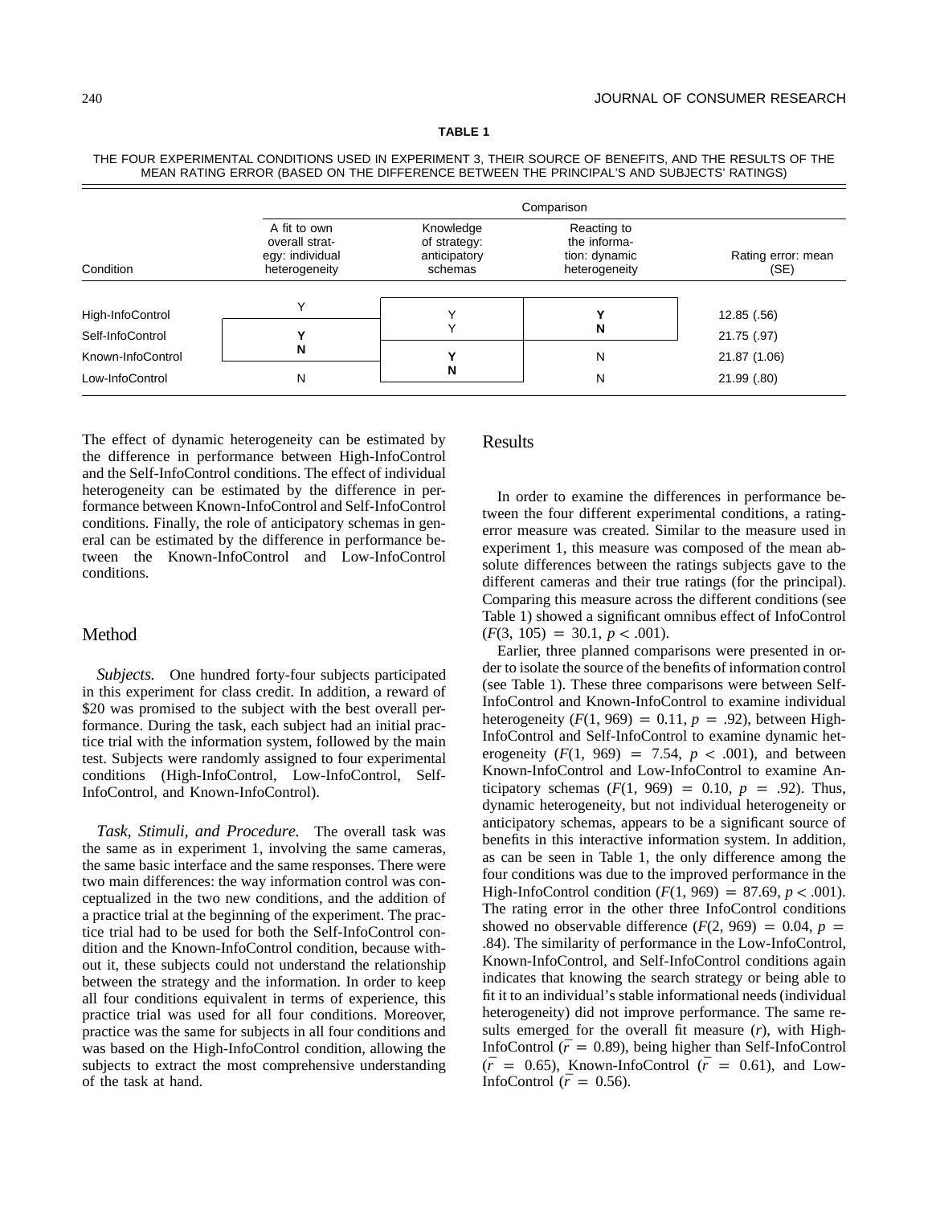**TABLE 1**

THE FOUR EXPERIMENTAL CONDITIONS USED IN EXPERIMENT 3, THEIR SOURCE OF BENEFITS, AND THE RESULTS OF THE MEAN RATING ERROR (BASED ON THE DIFFERENCE BETWEEN THE PRINCIPAL'S AND SUBJECTS' RATINGS)

| | Comparison | | | |
|---|---|---|---|---|
| Condition | A fit to own overall strategy: individual heterogeneity | Knowledge of strategy: anticipatory schemas | Reacting to the information: dynamic heterogeneity | Rating error: mean (SE) |
| High-InfoControl | Y | Y | **Y** | 12.85 (.56) |
| Self-InfoControl | **Y** | Y | **N** | 21.75 (.97) |
| Known-InfoControl | **N** | **Y** | N | 21.87 (1.06) |
| Low-InfoControl | N | **N** | N | 21.99 (.80) |

The effect of dynamic heterogeneity can be estimated by the difference in performance between High-InfoControl and the Self-InfoControl conditions. The effect of individual heterogeneity can be estimated by the difference in performance between Known-InfoControl and Self-InfoControl conditions. Finally, the role of anticipatory schemas in general can be estimated by the difference in performance between the Known-InfoControl and Low-InfoControl conditions.

## Method

*Subjects.* One hundred forty-four subjects participated in this experiment for class credit. In addition, a reward of \$20 was promised to the subject with the best overall performance. During the task, each subject had an initial practice trial with the information system, followed by the main test. Subjects were randomly assigned to four experimental conditions (High-InfoControl, Low-InfoControl, Self-InfoControl, and Known-InfoControl).

*Task, Stimuli, and Procedure.* The overall task was the same as in experiment 1, involving the same cameras, the same basic interface and the same responses. There were two main differences: the way information control was conceptualized in the two new conditions, and the addition of a practice trial at the beginning of the experiment. The practice trial had to be used for both the Self-InfoControl condition and the Known-InfoControl condition, because without it, these subjects could not understand the relationship between the strategy and the information. In order to keep all four conditions equivalent in terms of experience, this practice trial was used for all four conditions. Moreover, practice was the same for subjects in all four conditions and was based on the High-InfoControl condition, allowing the subjects to extract the most comprehensive understanding of the task at hand.

## Results

In order to examine the differences in performance between the four different experimental conditions, a rating-error measure was created. Similar to the measure used in experiment 1, this measure was composed of the mean absolute differences between the ratings subjects gave to the different cameras and their true ratings (for the principal). Comparing this measure across the different conditions (see Table 1) showed a significant omnibus effect of InfoControl ($F(3, 105) = 30.1$, $p < .001$).

Earlier, three planned comparisons were presented in order to isolate the source of the benefits of information control (see Table 1). These three comparisons were between Self-InfoControl and Known-InfoControl to examine individual heterogeneity ($F(1, 969) = 0.11$, $p = .92$), between High-InfoControl and Self-InfoControl to examine dynamic heterogeneity ($F(1, 969) = 7.54$, $p < .001$), and between Known-InfoControl and Low-InfoControl to examine Anticipatory schemas ($F(1, 969) = 0.10$, $p = .92$). Thus, dynamic heterogeneity, but not individual heterogeneity or anticipatory schemas, appears to be a significant source of benefits in this interactive information system. In addition, as can be seen in Table 1, the only difference among the four conditions was due to the improved performance in the High-InfoControl condition ($F(1, 969) = 87.69$, $p < .001$). The rating error in the other three InfoControl conditions showed no observable difference ($F(2, 969) = 0.04$, $p = .84$). The similarity of performance in the Low-InfoControl, Known-InfoControl, and Self-InfoControl conditions again indicates that knowing the search strategy or being able to fit it to an individual's stable informational needs (individual heterogeneity) did not improve performance. The same results emerged for the overall fit measure ($r$), with High-InfoControl ($\bar{r} = 0.89$), being higher than Self-InfoControl ($\bar{r} = 0.65$), Known-InfoControl ($\bar{r} = 0.61$), and Low-InfoControl ($\bar{r} = 0.56$).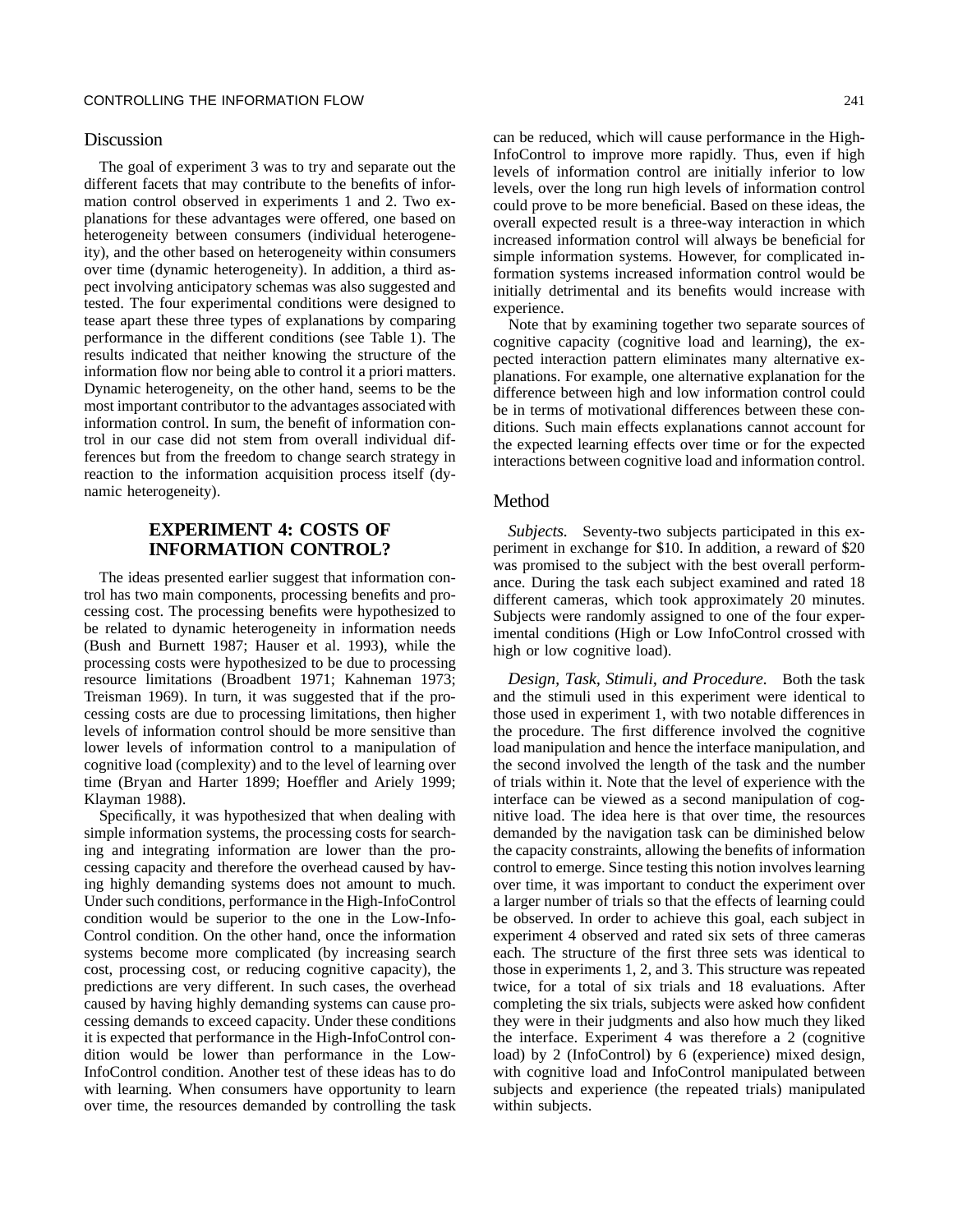## Discussion

The goal of experiment 3 was to try and separate out the different facets that may contribute to the benefits of information control observed in experiments 1 and 2. Two explanations for these advantages were offered, one based on heterogeneity between consumers (individual heterogeneity), and the other based on heterogeneity within consumers over time (dynamic heterogeneity). In addition, a third aspect involving anticipatory schemas was also suggested and tested. The four experimental conditions were designed to tease apart these three types of explanations by comparing performance in the different conditions (see Table 1). The results indicated that neither knowing the structure of the information flow nor being able to control it a priori matters. Dynamic heterogeneity, on the other hand, seems to be the most important contributor to the advantages associated with information control. In sum, the benefit of information control in our case did not stem from overall individual differences but from the freedom to change search strategy in reaction to the information acquisition process itself (dynamic heterogeneity).

# EXPERIMENT 4: COSTS OF INFORMATION CONTROL?

The ideas presented earlier suggest that information control has two main components, processing benefits and processing cost. The processing benefits were hypothesized to be related to dynamic heterogeneity in information needs (Bush and Burnett 1987; Hauser et al. 1993), while the processing costs were hypothesized to be due to processing resource limitations (Broadbent 1971; Kahneman 1973; Treisman 1969). In turn, it was suggested that if the processing costs are due to processing limitations, then higher levels of information control should be more sensitive than lower levels of information control to a manipulation of cognitive load (complexity) and to the level of learning over time (Bryan and Harter 1899; Hoeffler and Ariely 1999; Klayman 1988).

Specifically, it was hypothesized that when dealing with simple information systems, the processing costs for searching and integrating information are lower than the processing capacity and therefore the overhead caused by having highly demanding systems does not amount to much. Under such conditions, performance in the High-InfoControl condition would be superior to the one in the Low-InfoControl condition. On the other hand, once the information systems become more complicated (by increasing search cost, processing cost, or reducing cognitive capacity), the predictions are very different. In such cases, the overhead caused by having highly demanding systems can cause processing demands to exceed capacity. Under these conditions it is expected that performance in the High-InfoControl condition would be lower than performance in the Low-InfoControl condition. Another test of these ideas has to do with learning. When consumers have opportunity to learn over time, the resources demanded by controlling the task can be reduced, which will cause performance in the High-InfoControl to improve more rapidly. Thus, even if high levels of information control are initially inferior to low levels, over the long run high levels of information control could prove to be more beneficial. Based on these ideas, the overall expected result is a three-way interaction in which increased information control will always be beneficial for simple information systems. However, for complicated information systems increased information control would be initially detrimental and its benefits would increase with experience.

Note that by examining together two separate sources of cognitive capacity (cognitive load and learning), the expected interaction pattern eliminates many alternative explanations. For example, one alternative explanation for the difference between high and low information control could be in terms of motivational differences between these conditions. Such main effects explanations cannot account for the expected learning effects over time or for the expected interactions between cognitive load and information control.

## Method

*Subjects.* Seventy-two subjects participated in this experiment in exchange for $10. In addition, a reward of $20 was promised to the subject with the best overall performance. During the task each subject examined and rated 18 different cameras, which took approximately 20 minutes. Subjects were randomly assigned to one of the four experimental conditions (High or Low InfoControl crossed with high or low cognitive load).

*Design, Task, Stimuli, and Procedure.* Both the task and the stimuli used in this experiment were identical to those used in experiment 1, with two notable differences in the procedure. The first difference involved the cognitive load manipulation and hence the interface manipulation, and the second involved the length of the task and the number of trials within it. Note that the level of experience with the interface can be viewed as a second manipulation of cognitive load. The idea here is that over time, the resources demanded by the navigation task can be diminished below the capacity constraints, allowing the benefits of information control to emerge. Since testing this notion involves learning over time, it was important to conduct the experiment over a larger number of trials so that the effects of learning could be observed. In order to achieve this goal, each subject in experiment 4 observed and rated six sets of three cameras each. The structure of the first three sets was identical to those in experiments 1, 2, and 3. This structure was repeated twice, for a total of six trials and 18 evaluations. After completing the six trials, subjects were asked how confident they were in their judgments and also how much they liked the interface. Experiment 4 was therefore a 2 (cognitive load) by 2 (InfoControl) by 6 (experience) mixed design, with cognitive load and InfoControl manipulated between subjects and experience (the repeated trials) manipulated within subjects.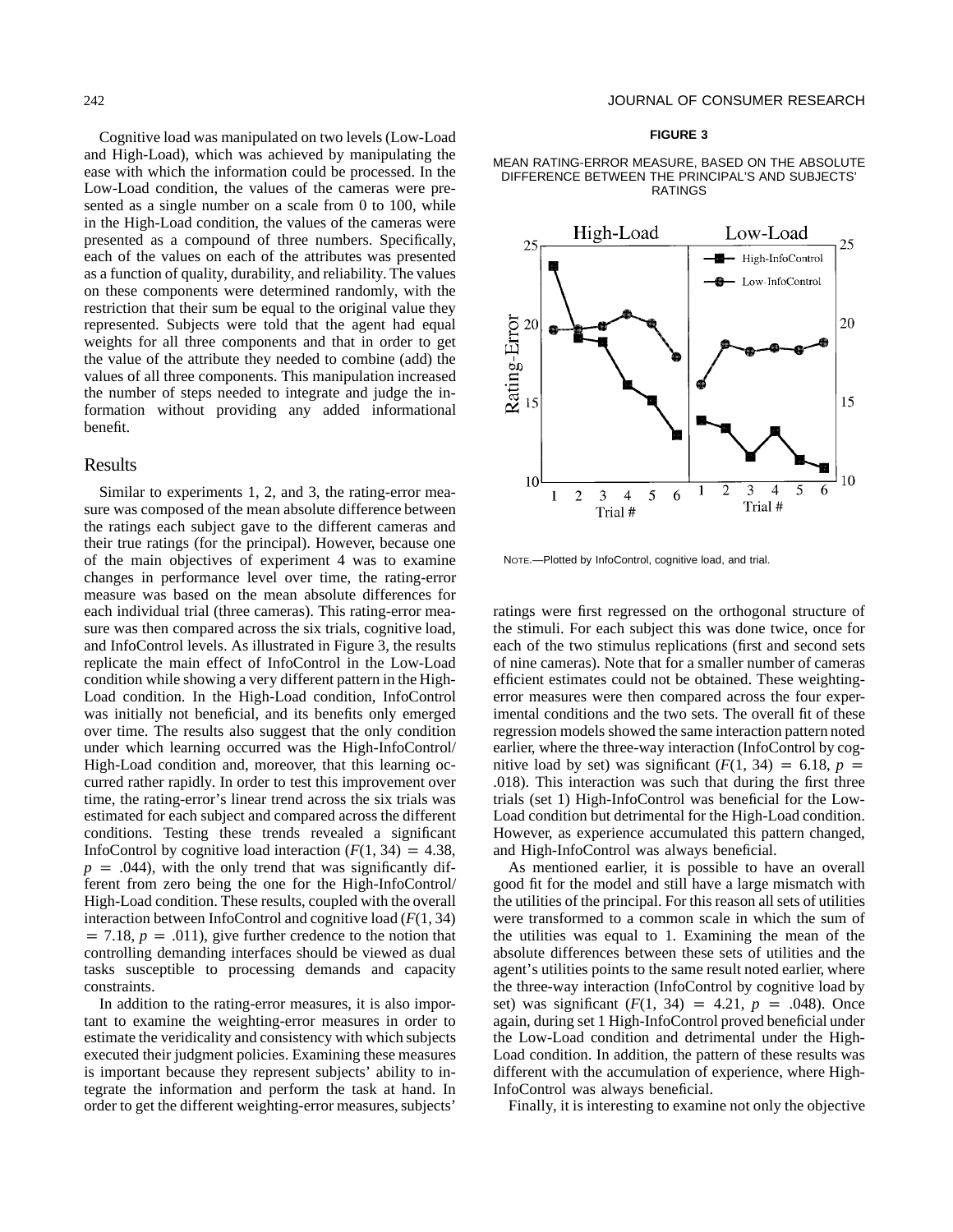Cognitive load was manipulated on two levels (Low-Load and High-Load), which was achieved by manipulating the ease with which the information could be processed. In the Low-Load condition, the values of the cameras were presented as a single number on a scale from 0 to 100, while in the High-Load condition, the values of the cameras were presented as a compound of three numbers. Specifically, each of the values on each of the attributes was presented as a function of quality, durability, and reliability. The values on these components were determined randomly, with the restriction that their sum be equal to the original value they represented. Subjects were told that the agent had equal weights for all three components and that in order to get the value of the attribute they needed to combine (add) the values of all three components. This manipulation increased the number of steps needed to integrate and judge the information without providing any added informational benefit.

## Results

Similar to experiments 1, 2, and 3, the rating-error measure was composed of the mean absolute difference between the ratings each subject gave to the different cameras and their true ratings (for the principal). However, because one of the main objectives of experiment 4 was to examine changes in performance level over time, the rating-error measure was based on the mean absolute differences for each individual trial (three cameras). This rating-error measure was then compared across the six trials, cognitive load, and InfoControl levels. As illustrated in Figure 3, the results replicate the main effect of InfoControl in the Low-Load condition while showing a very different pattern in the High-Load condition. In the High-Load condition, InfoControl was initially not beneficial, and its benefits only emerged over time. The results also suggest that the only condition under which learning occurred was the High-InfoControl/ High-Load condition and, moreover, that this learning occurred rather rapidly. In order to test this improvement over time, the rating-error's linear trend across the six trials was estimated for each subject and compared across the different conditions. Testing these trends revealed a significant InfoControl by cognitive load interaction ($F(1, 34) = 4.38$, $p = .044$), with the only trend that was significantly different from zero being the one for the High-InfoControl/ High-Load condition. These results, coupled with the overall interaction between InfoControl and cognitive load ($F(1, 34) = 7.18$, $p = .011$), give further credence to the notion that controlling demanding interfaces should be viewed as dual tasks susceptible to processing demands and capacity constraints.

In addition to the rating-error measures, it is also important to examine the weighting-error measures in order to estimate the veridicality and consistency with which subjects executed their judgment policies. Examining these measures is important because they represent subjects' ability to integrate the information and perform the task at hand. In order to get the different weighting-error measures, subjects' ratings were first regressed on the orthogonal structure of the stimuli. For each subject this was done twice, once for each of the two stimulus replications (first and second sets of nine cameras). Note that for a smaller number of cameras efficient estimates could not be obtained. These weighting-error measures were then compared across the four experimental conditions and the two sets. The overall fit of these regression models showed the same interaction pattern noted earlier, where the three-way interaction (InfoControl by cognitive load by set) was significant ($F(1, 34) = 6.18$, $p = .018$). This interaction was such that during the first three trials (set 1) High-InfoControl was beneficial for the Low-Load condition but detrimental for the High-Load condition. However, as experience accumulated this pattern changed, and High-InfoControl was always beneficial.

As mentioned earlier, it is possible to have an overall good fit for the model and still have a large mismatch with the utilities of the principal. For this reason all sets of utilities were transformed to a common scale in which the sum of the utilities was equal to 1. Examining the mean of the absolute differences between these sets of utilities and the agent's utilities points to the same result noted earlier, where the three-way interaction (InfoControl by cognitive load by set) was significant ($F(1, 34) = 4.21$, $p = .048$). Once again, during set 1 High-InfoControl proved beneficial under the Low-Load condition and detrimental under the High-Load condition. In addition, the pattern of these results was different with the accumulation of experience, where High-InfoControl was always beneficial.

Finally, it is interesting to examine not only the objective

**FIGURE 3**

MEAN RATING-ERROR MEASURE, BASED ON THE ABSOLUTE DIFFERENCE BETWEEN THE PRINCIPAL'S AND SUBJECTS' RATINGS

NOTE.—Plotted by InfoControl, cognitive load, and trial.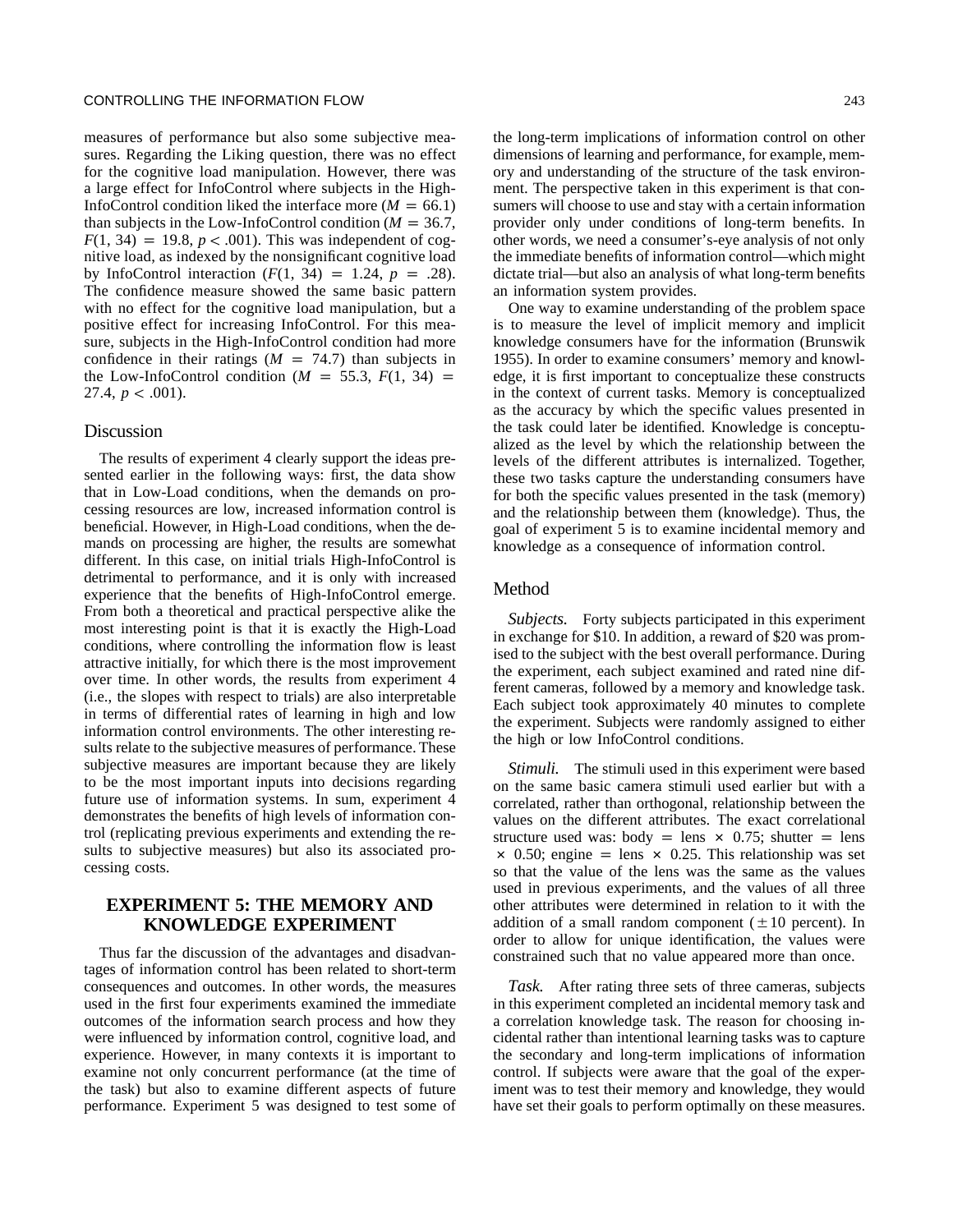measures of performance but also some subjective measures. Regarding the Liking question, there was no effect for the cognitive load manipulation. However, there was a large effect for InfoControl where subjects in the High-InfoControl condition liked the interface more ($M = 66.1$) than subjects in the Low-InfoControl condition ($M = 36.7$, $F(1, 34) = 19.8$, $p < .001$). This was independent of cognitive load, as indexed by the nonsignificant cognitive load by InfoControl interaction ($F(1, 34) = 1.24$, $p = .28$). The confidence measure showed the same basic pattern with no effect for the cognitive load manipulation, but a positive effect for increasing InfoControl. For this measure, subjects in the High-InfoControl condition had more confidence in their ratings ($M = 74.7$) than subjects in the Low-InfoControl condition ($M = 55.3$, $F(1, 34) = 27.4$, $p < .001$).

## Discussion

The results of experiment 4 clearly support the ideas presented earlier in the following ways: first, the data show that in Low-Load conditions, when the demands on processing resources are low, increased information control is beneficial. However, in High-Load conditions, when the demands on processing are higher, the results are somewhat different. In this case, on initial trials High-InfoControl is detrimental to performance, and it is only with increased experience that the benefits of High-InfoControl emerge. From both a theoretical and practical perspective alike the most interesting point is that it is exactly the High-Load conditions, where controlling the information flow is least attractive initially, for which there is the most improvement over time. In other words, the results from experiment 4 (i.e., the slopes with respect to trials) are also interpretable in terms of differential rates of learning in high and low information control environments. The other interesting results relate to the subjective measures of performance. These subjective measures are important because they are likely to be the most important inputs into decisions regarding future use of information systems. In sum, experiment 4 demonstrates the benefits of high levels of information control (replicating previous experiments and extending the results to subjective measures) but also its associated processing costs.

# EXPERIMENT 5: THE MEMORY AND KNOWLEDGE EXPERIMENT

Thus far the discussion of the advantages and disadvantages of information control has been related to short-term consequences and outcomes. In other words, the measures used in the first four experiments examined the immediate outcomes of the information search process and how they were influenced by information control, cognitive load, and experience. However, in many contexts it is important to examine not only concurrent performance (at the time of the task) but also to examine different aspects of future performance. Experiment 5 was designed to test some of the long-term implications of information control on other dimensions of learning and performance, for example, memory and understanding of the structure of the task environment. The perspective taken in this experiment is that consumers will choose to use and stay with a certain information provider only under conditions of long-term benefits. In other words, we need a consumer's-eye analysis of not only the immediate benefits of information control—which might dictate trial—but also an analysis of what long-term benefits an information system provides.

One way to examine understanding of the problem space is to measure the level of implicit memory and implicit knowledge consumers have for the information (Brunswik 1955). In order to examine consumers' memory and knowledge, it is first important to conceptualize these constructs in the context of current tasks. Memory is conceptualized as the accuracy by which the specific values presented in the task could later be identified. Knowledge is conceptualized as the level by which the relationship between the levels of the different attributes is internalized. Together, these two tasks capture the understanding consumers have for both the specific values presented in the task (memory) and the relationship between them (knowledge). Thus, the goal of experiment 5 is to examine incidental memory and knowledge as a consequence of information control.

## Method

*Subjects.* Forty subjects participated in this experiment in exchange for \$10. In addition, a reward of \$20 was promised to the subject with the best overall performance. During the experiment, each subject examined and rated nine different cameras, followed by a memory and knowledge task. Each subject took approximately 40 minutes to complete the experiment. Subjects were randomly assigned to either the high or low InfoControl conditions.

*Stimuli.* The stimuli used in this experiment were based on the same basic camera stimuli used earlier but with a correlated, rather than orthogonal, relationship between the values on the different attributes. The exact correlational structure used was: body = lens $\times$ 0.75; shutter = lens $\times$ 0.50; engine = lens $\times$ 0.25. This relationship was set so that the value of the lens was the same as the values used in previous experiments, and the values of all three other attributes were determined in relation to it with the addition of a small random component ($\pm 10$ percent). In order to allow for unique identification, the values were constrained such that no value appeared more than once.

*Task.* After rating three sets of three cameras, subjects in this experiment completed an incidental memory task and a correlation knowledge task. The reason for choosing incidental rather than intentional learning tasks was to capture the secondary and long-term implications of information control. If subjects were aware that the goal of the experiment was to test their memory and knowledge, they would have set their goals to perform optimally on these measures.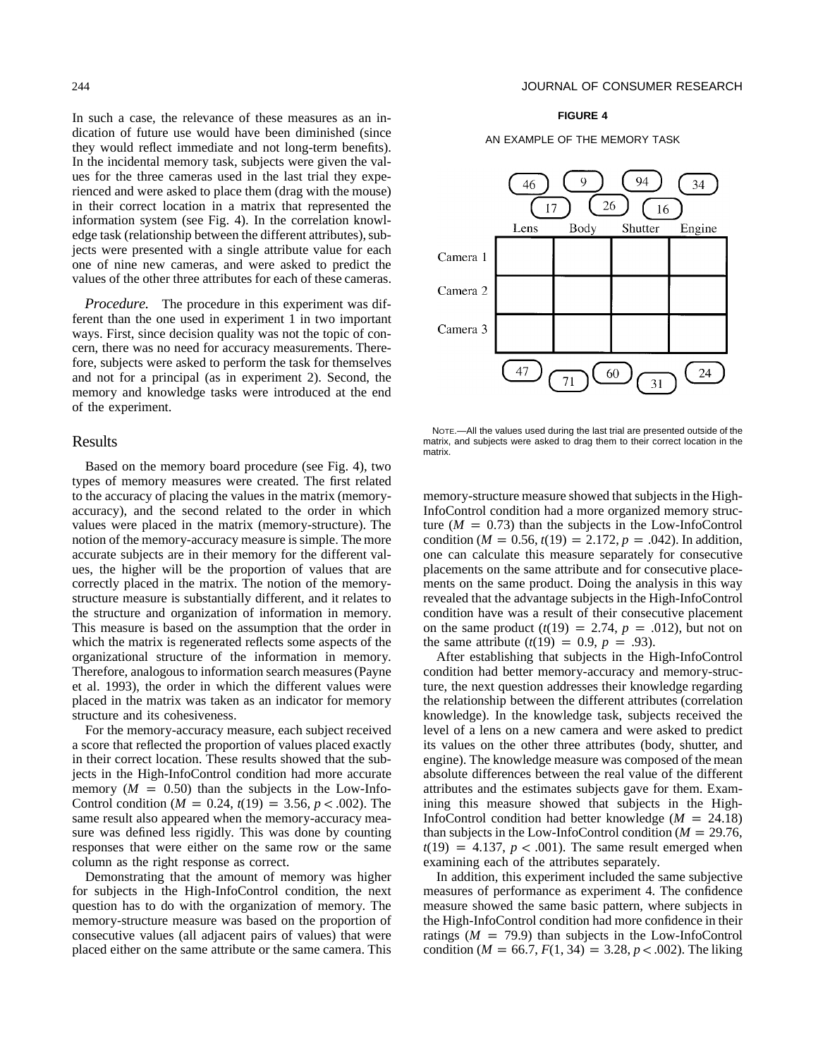In such a case, the relevance of these measures as an indication of future use would have been diminished (since they would reflect immediate and not long-term benefits). In the incidental memory task, subjects were given the values for the three cameras used in the last trial they experienced and were asked to place them (drag with the mouse) in their correct location in a matrix that represented the information system (see Fig. 4). In the correlation knowledge task (relationship between the different attributes), subjects were presented with a single attribute value for each one of nine new cameras, and were asked to predict the values of the other three attributes for each of these cameras.

*Procedure.* The procedure in this experiment was different than the one used in experiment 1 in two important ways. First, since decision quality was not the topic of concern, there was no need for accuracy measurements. Therefore, subjects were asked to perform the task for themselves and not for a principal (as in experiment 2). Second, the memory and knowledge tasks were introduced at the end of the experiment.

## Results

Based on the memory board procedure (see Fig. 4), two types of memory measures were created. The first related to the accuracy of placing the values in the matrix (memory-accuracy), and the second related to the order in which values were placed in the matrix (memory-structure). The notion of the memory-accuracy measure is simple. The more accurate subjects are in their memory for the different values, the higher will be the proportion of values that are correctly placed in the matrix. The notion of the memory-structure measure is substantially different, and it relates to the structure and organization of information in memory. This measure is based on the assumption that the order in which the matrix is regenerated reflects some aspects of the organizational structure of the information in memory. Therefore, analogous to information search measures (Payne et al. 1993), the order in which the different values were placed in the matrix was taken as an indicator for memory structure and its cohesiveness.

For the memory-accuracy measure, each subject received a score that reflected the proportion of values placed exactly in their correct location. These results showed that the subjects in the High-InfoControl condition had more accurate memory ($M = 0.50$) than the subjects in the Low-InfoControl condition ($M = 0.24$, $t(19) = 3.56$, $p < .002$). The same result also appeared when the memory-accuracy measure was defined less rigidly. This was done by counting responses that were either on the same row or the same column as the right response as correct.

Demonstrating that the amount of memory was higher for subjects in the High-InfoControl condition, the next question has to do with the organization of memory. The memory-structure measure was based on the proportion of consecutive values (all adjacent pairs of values) that were placed either on the same attribute or the same camera. This memory-structure measure showed that subjects in the High-InfoControl condition had a more organized memory structure ($M = 0.73$) than the subjects in the Low-InfoControl condition ($M = 0.56$, $t(19) = 2.172$, $p = .042$). In addition, one can calculate this measure separately for consecutive placements on the same attribute and for consecutive placements on the same product. Doing the analysis in this way revealed that the advantage subjects in the High-InfoControl condition have was a result of their consecutive placement on the same product ($t(19) = 2.74$, $p = .012$), but not on the same attribute ($t(19) = 0.9$, $p = .93$).

**FIGURE 4**

AN EXAMPLE OF THE MEMORY TASK

NOTE.—All the values used during the last trial are presented outside of the matrix, and subjects were asked to drag them to their correct location in the matrix.

After establishing that subjects in the High-InfoControl condition had better memory-accuracy and memory-structure, the next question addresses their knowledge regarding the relationship between the different attributes (correlation knowledge). In the knowledge task, subjects received the level of a lens on a new camera and were asked to predict its values on the other three attributes (body, shutter, and engine). The knowledge measure was composed of the mean absolute differences between the real value of the different attributes and the estimates subjects gave for them. Examining this measure showed that subjects in the High-InfoControl condition had better knowledge ($M = 24.18$) than subjects in the Low-InfoControl condition ($M = 29.76$, $t(19) = 4.137$, $p < .001$). The same result emerged when examining each of the attributes separately.

In addition, this experiment included the same subjective measures of performance as experiment 4. The confidence measure showed the same basic pattern, where subjects in the High-InfoControl condition had more confidence in their ratings ($M = 79.9$) than subjects in the Low-InfoControl condition ($M = 66.7$, $F(1, 34) = 3.28$, $p < .002$). The liking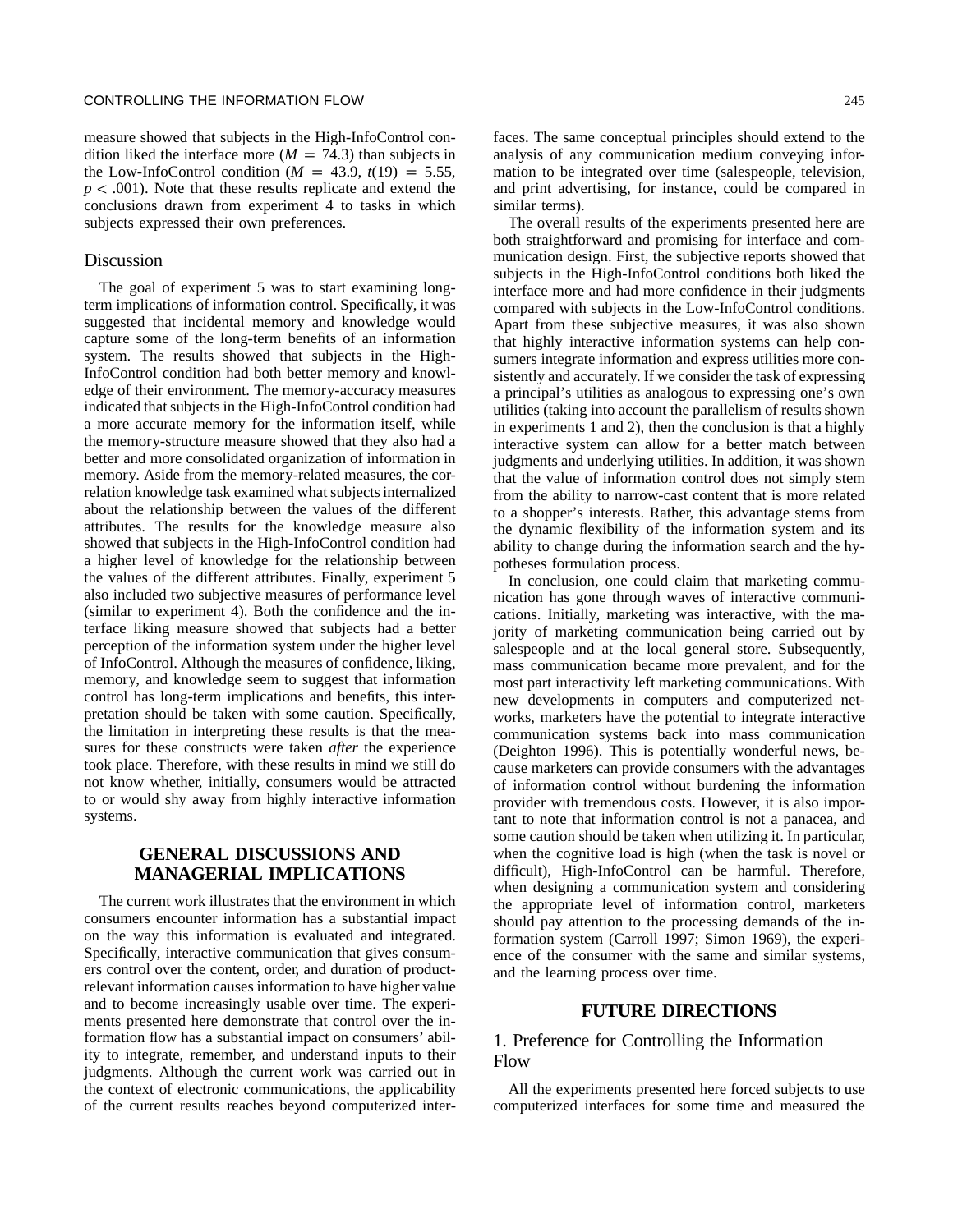measure showed that subjects in the High-InfoControl condition liked the interface more ($M = 74.3$) than subjects in the Low-InfoControl condition ($M = 43.9$, $t(19) = 5.55$, $p < .001$). Note that these results replicate and extend the conclusions drawn from experiment 4 to tasks in which subjects expressed their own preferences.

## Discussion

The goal of experiment 5 was to start examining long-term implications of information control. Specifically, it was suggested that incidental memory and knowledge would capture some of the long-term benefits of an information system. The results showed that subjects in the High-InfoControl condition had both better memory and knowledge of their environment. The memory-accuracy measures indicated that subjects in the High-InfoControl condition had a more accurate memory for the information itself, while the memory-structure measure showed that they also had a better and more consolidated organization of information in memory. Aside from the memory-related measures, the correlation knowledge task examined what subjects internalized about the relationship between the values of the different attributes. The results for the knowledge measure also showed that subjects in the High-InfoControl condition had a higher level of knowledge for the relationship between the values of the different attributes. Finally, experiment 5 also included two subjective measures of performance level (similar to experiment 4). Both the confidence and the interface liking measure showed that subjects had a better perception of the information system under the higher level of InfoControl. Although the measures of confidence, liking, memory, and knowledge seem to suggest that information control has long-term implications and benefits, this interpretation should be taken with some caution. Specifically, the limitation in interpreting these results is that the measures for these constructs were taken *after* the experience took place. Therefore, with these results in mind we still do not know whether, initially, consumers would be attracted to or would shy away from highly interactive information systems.

## GENERAL DISCUSSIONS AND MANAGERIAL IMPLICATIONS

The current work illustrates that the environment in which consumers encounter information has a substantial impact on the way this information is evaluated and integrated. Specifically, interactive communication that gives consumers control over the content, order, and duration of product-relevant information causes information to have higher value and to become increasingly usable over time. The experiments presented here demonstrate that control over the information flow has a substantial impact on consumers' ability to integrate, remember, and understand inputs to their judgments. Although the current work was carried out in the context of electronic communications, the applicability of the current results reaches beyond computerized interfaces. The same conceptual principles should extend to the analysis of any communication medium conveying information to be integrated over time (salespeople, television, and print advertising, for instance, could be compared in similar terms).

The overall results of the experiments presented here are both straightforward and promising for interface and communication design. First, the subjective reports showed that subjects in the High-InfoControl conditions both liked the interface more and had more confidence in their judgments compared with subjects in the Low-InfoControl conditions. Apart from these subjective measures, it was also shown that highly interactive information systems can help consumers integrate information and express utilities more consistently and accurately. If we consider the task of expressing a principal's utilities as analogous to expressing one's own utilities (taking into account the parallelism of results shown in experiments 1 and 2), then the conclusion is that a highly interactive system can allow for a better match between judgments and underlying utilities. In addition, it was shown that the value of information control does not simply stem from the ability to narrow-cast content that is more related to a shopper's interests. Rather, this advantage stems from the dynamic flexibility of the information system and its ability to change during the information search and the hypotheses formulation process.

In conclusion, one could claim that marketing communication has gone through waves of interactive communications. Initially, marketing was interactive, with the majority of marketing communication being carried out by salespeople and at the local general store. Subsequently, mass communication became more prevalent, and for the most part interactivity left marketing communications. With new developments in computers and computerized networks, marketers have the potential to integrate interactive communication systems back into mass communication (Deighton 1996). This is potentially wonderful news, because marketers can provide consumers with the advantages of information control without burdening the information provider with tremendous costs. However, it is also important to note that information control is not a panacea, and some caution should be taken when utilizing it. In particular, when the cognitive load is high (when the task is novel or difficult), High-InfoControl can be harmful. Therefore, when designing a communication system and considering the appropriate level of information control, marketers should pay attention to the processing demands of the information system (Carroll 1997; Simon 1969), the experience of the consumer with the same and similar systems, and the learning process over time.

## FUTURE DIRECTIONS

### 1. Preference for Controlling the Information Flow

All the experiments presented here forced subjects to use computerized interfaces for some time and measured the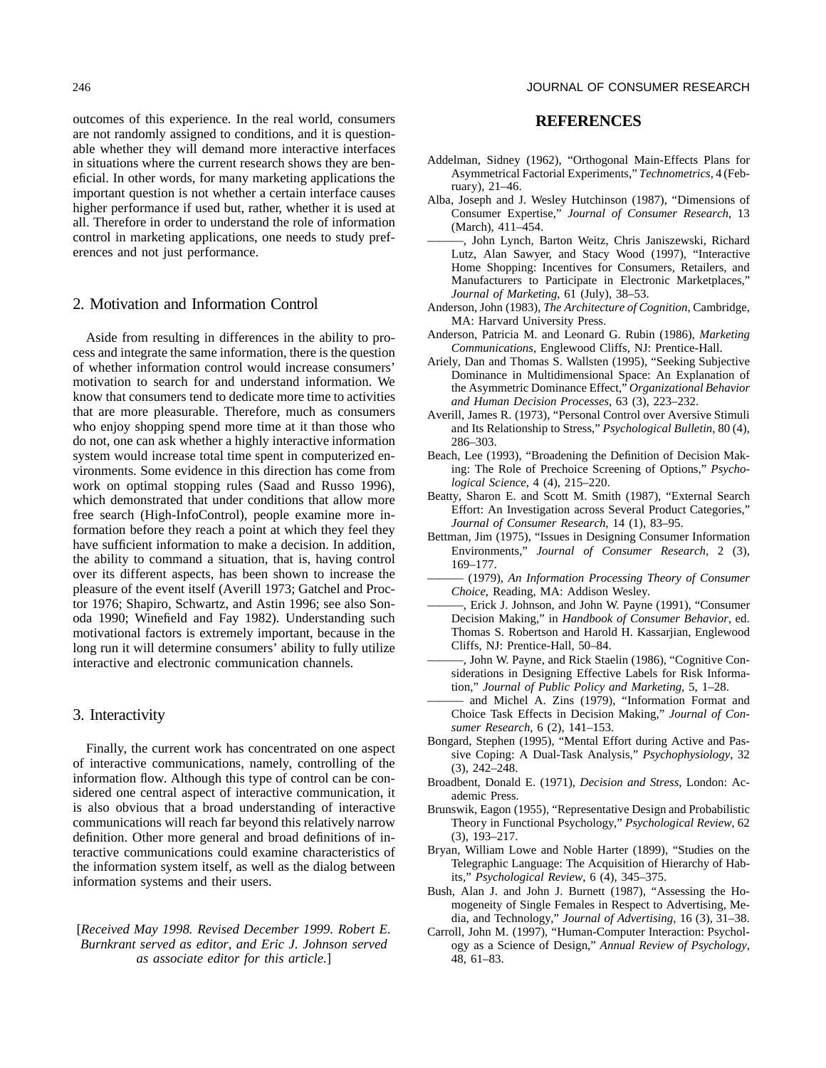outcomes of this experience. In the real world, consumers are not randomly assigned to conditions, and it is questionable whether they will demand more interactive interfaces in situations where the current research shows they are beneficial. In other words, for many marketing applications the important question is not whether a certain interface causes higher performance if used but, rather, whether it is used at all. Therefore in order to understand the role of information control in marketing applications, one needs to study preferences and not just performance.

## 2. Motivation and Information Control

Aside from resulting in differences in the ability to process and integrate the same information, there is the question of whether information control would increase consumers' motivation to search for and understand information. We know that consumers tend to dedicate more time to activities that are more pleasurable. Therefore, much as consumers who enjoy shopping spend more time at it than those who do not, one can ask whether a highly interactive information system would increase total time spent in computerized environments. Some evidence in this direction has come from work on optimal stopping rules (Saad and Russo 1996), which demonstrated that under conditions that allow more free search (High-InfoControl), people examine more information before they reach a point at which they feel they have sufficient information to make a decision. In addition, the ability to command a situation, that is, having control over its different aspects, has been shown to increase the pleasure of the event itself (Averill 1973; Gatchel and Proctor 1976; Shapiro, Schwartz, and Astin 1996; see also Sonoda 1990; Winefield and Fay 1982). Understanding such motivational factors is extremely important, because in the long run it will determine consumers' ability to fully utilize interactive and electronic communication channels.

## 3. Interactivity

Finally, the current work has concentrated on one aspect of interactive communications, namely, controlling of the information flow. Although this type of control can be considered one central aspect of interactive communication, it is also obvious that a broad understanding of interactive communications will reach far beyond this relatively narrow definition. Other more general and broad definitions of interactive communications could examine characteristics of the information system itself, as well as the dialog between information systems and their users.

[*Received May 1998. Revised December 1999. Robert E. Burnkrant served as editor, and Eric J. Johnson served as associate editor for this article.*]

# REFERENCES

Addelman, Sidney (1962), "Orthogonal Main-Effects Plans for Asymmetrical Factorial Experiments," *Technometrics*, 4 (February), 21–46.

Alba, Joseph and J. Wesley Hutchinson (1987), "Dimensions of Consumer Expertise," *Journal of Consumer Research*, 13 (March), 411–454.

———, John Lynch, Barton Weitz, Chris Janiszewski, Richard Lutz, Alan Sawyer, and Stacy Wood (1997), "Interactive Home Shopping: Incentives for Consumers, Retailers, and Manufacturers to Participate in Electronic Marketplaces," *Journal of Marketing*, 61 (July), 38–53.

Anderson, John (1983), *The Architecture of Cognition*, Cambridge, MA: Harvard University Press.

Anderson, Patricia M. and Leonard G. Rubin (1986), *Marketing Communications*, Englewood Cliffs, NJ: Prentice-Hall.

Ariely, Dan and Thomas S. Wallsten (1995), "Seeking Subjective Dominance in Multidimensional Space: An Explanation of the Asymmetric Dominance Effect," *Organizational Behavior and Human Decision Processes*, 63 (3), 223–232.

Averill, James R. (1973), "Personal Control over Aversive Stimuli and Its Relationship to Stress," *Psychological Bulletin*, 80 (4), 286–303.

Beach, Lee (1993), "Broadening the Definition of Decision Making: The Role of Prechoice Screening of Options," *Psychological Science*, 4 (4), 215–220.

Beatty, Sharon E. and Scott M. Smith (1987), "External Search Effort: An Investigation across Several Product Categories," *Journal of Consumer Research*, 14 (1), 83–95.

Bettman, Jim (1975), "Issues in Designing Consumer Information Environments," *Journal of Consumer Research*, 2 (3), 169–177.

——— (1979), *An Information Processing Theory of Consumer Choice*, Reading, MA: Addison Wesley.

———, Erick J. Johnson, and John W. Payne (1991), "Consumer Decision Making," in *Handbook of Consumer Behavior*, ed. Thomas S. Robertson and Harold H. Kassarjian, Englewood Cliffs, NJ: Prentice-Hall, 50–84.

———, John W. Payne, and Rick Staelin (1986), "Cognitive Considerations in Designing Effective Labels for Risk Information," *Journal of Public Policy and Marketing*, 5, 1–28.

——— and Michel A. Zins (1979), "Information Format and Choice Task Effects in Decision Making," *Journal of Consumer Research*, 6 (2), 141–153.

Bongard, Stephen (1995), "Mental Effort during Active and Passive Coping: A Dual-Task Analysis," *Psychophysiology*, 32 (3), 242–248.

Broadbent, Donald E. (1971), *Decision and Stress*, London: Academic Press.

Brunswik, Eagon (1955), "Representative Design and Probabilistic Theory in Functional Psychology," *Psychological Review*, 62 (3), 193–217.

Bryan, William Lowe and Noble Harter (1899), "Studies on the Telegraphic Language: The Acquisition of Hierarchy of Habits," *Psychological Review*, 6 (4), 345–375.

Bush, Alan J. and John J. Burnett (1987), "Assessing the Homogeneity of Single Females in Respect to Advertising, Media, and Technology," *Journal of Advertising*, 16 (3), 31–38.

Carroll, John M. (1997), "Human-Computer Interaction: Psychology as a Science of Design," *Annual Review of Psychology*, 48, 61–83.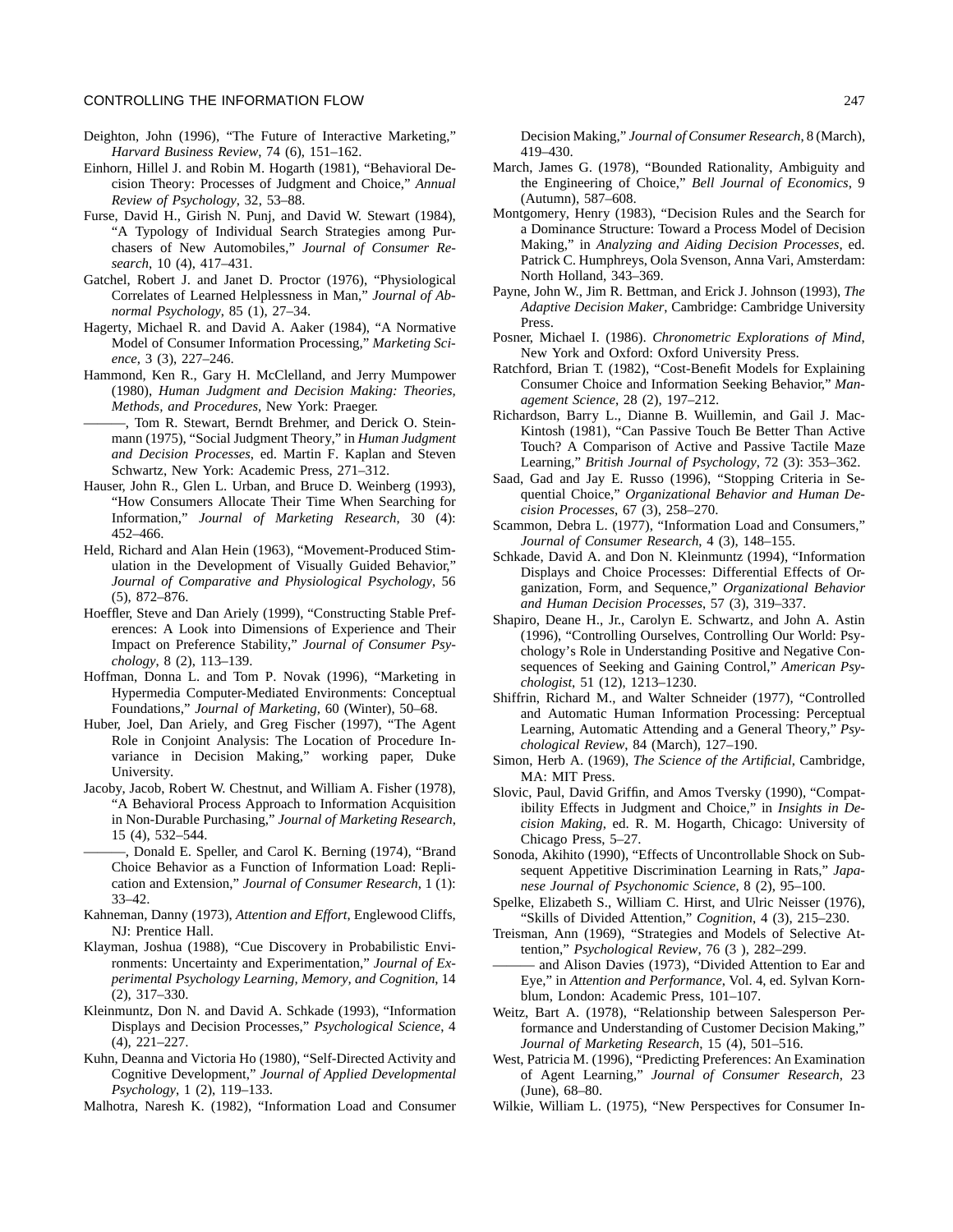Deighton, John (1996), "The Future of Interactive Marketing," *Harvard Business Review*, 74 (6), 151–162.

Einhorn, Hillel J. and Robin M. Hogarth (1981), "Behavioral Decision Theory: Processes of Judgment and Choice," *Annual Review of Psychology*, 32, 53–88.

Furse, David H., Girish N. Punj, and David W. Stewart (1984), "A Typology of Individual Search Strategies among Purchasers of New Automobiles," *Journal of Consumer Research*, 10 (4), 417–431.

Gatchel, Robert J. and Janet D. Proctor (1976), "Physiological Correlates of Learned Helplessness in Man," *Journal of Abnormal Psychology*, 85 (1), 27–34.

Hagerty, Michael R. and David A. Aaker (1984), "A Normative Model of Consumer Information Processing," *Marketing Science*, 3 (3), 227–246.

Hammond, Ken R., Gary H. McClelland, and Jerry Mumpower (1980), *Human Judgment and Decision Making: Theories, Methods, and Procedures*, New York: Praeger.

———, Tom R. Stewart, Berndt Brehmer, and Derick O. Steinmann (1975), "Social Judgment Theory," in *Human Judgment and Decision Processes*, ed. Martin F. Kaplan and Steven Schwartz, New York: Academic Press, 271–312.

Hauser, John R., Glen L. Urban, and Bruce D. Weinberg (1993), "How Consumers Allocate Their Time When Searching for Information," *Journal of Marketing Research*, 30 (4): 452–466.

Held, Richard and Alan Hein (1963), "Movement-Produced Stimulation in the Development of Visually Guided Behavior," *Journal of Comparative and Physiological Psychology*, 56 (5), 872–876.

Hoeffler, Steve and Dan Ariely (1999), "Constructing Stable Preferences: A Look into Dimensions of Experience and Their Impact on Preference Stability," *Journal of Consumer Psychology*, 8 (2), 113–139.

Hoffman, Donna L. and Tom P. Novak (1996), "Marketing in Hypermedia Computer-Mediated Environments: Conceptual Foundations," *Journal of Marketing*, 60 (Winter), 50–68.

Huber, Joel, Dan Ariely, and Greg Fischer (1997), "The Agent Role in Conjoint Analysis: The Location of Procedure Invariance in Decision Making," working paper, Duke University.

Jacoby, Jacob, Robert W. Chestnut, and William A. Fisher (1978), "A Behavioral Process Approach to Information Acquisition in Non-Durable Purchasing," *Journal of Marketing Research*, 15 (4), 532–544.

———, Donald E. Speller, and Carol K. Berning (1974), "Brand Choice Behavior as a Function of Information Load: Replication and Extension," *Journal of Consumer Research*, 1 (1): 33–42.

Kahneman, Danny (1973), *Attention and Effort*, Englewood Cliffs, NJ: Prentice Hall.

Klayman, Joshua (1988), "Cue Discovery in Probabilistic Environments: Uncertainty and Experimentation," *Journal of Experimental Psychology Learning, Memory, and Cognition*, 14 (2), 317–330.

Kleinmuntz, Don N. and David A. Schkade (1993), "Information Displays and Decision Processes," *Psychological Science*, 4 (4), 221–227.

Kuhn, Deanna and Victoria Ho (1980), "Self-Directed Activity and Cognitive Development," *Journal of Applied Developmental Psychology*, 1 (2), 119–133.

Malhotra, Naresh K. (1982), "Information Load and Consumer Decision Making," *Journal of Consumer Research*, 8 (March), 419–430.

March, James G. (1978), "Bounded Rationality, Ambiguity and the Engineering of Choice," *Bell Journal of Economics*, 9 (Autumn), 587–608.

Montgomery, Henry (1983), "Decision Rules and the Search for a Dominance Structure: Toward a Process Model of Decision Making," in *Analyzing and Aiding Decision Processes*, ed. Patrick C. Humphreys, Oola Svenson, Anna Vari, Amsterdam: North Holland, 343–369.

Payne, John W., Jim R. Bettman, and Erick J. Johnson (1993), *The Adaptive Decision Maker*, Cambridge: Cambridge University Press.

Posner, Michael I. (1986). *Chronometric Explorations of Mind*, New York and Oxford: Oxford University Press.

Ratchford, Brian T. (1982), "Cost-Benefit Models for Explaining Consumer Choice and Information Seeking Behavior," *Management Science*, 28 (2), 197–212.

Richardson, Barry L., Dianne B. Wuillemin, and Gail J. MacKintosh (1981), "Can Passive Touch Be Better Than Active Touch? A Comparison of Active and Passive Tactile Maze Learning," *British Journal of Psychology*, 72 (3): 353–362.

Saad, Gad and Jay E. Russo (1996), "Stopping Criteria in Sequential Choice," *Organizational Behavior and Human Decision Processes*, 67 (3), 258–270.

Scammon, Debra L. (1977), "Information Load and Consumers," *Journal of Consumer Research*, 4 (3), 148–155.

Schkade, David A. and Don N. Kleinmuntz (1994), "Information Displays and Choice Processes: Differential Effects of Organization, Form, and Sequence," *Organizational Behavior and Human Decision Processes*, 57 (3), 319–337.

Shapiro, Deane H., Jr., Carolyn E. Schwartz, and John A. Astin (1996), "Controlling Ourselves, Controlling Our World: Psychology's Role in Understanding Positive and Negative Consequences of Seeking and Gaining Control," *American Psychologist*, 51 (12), 1213–1230.

Shiffrin, Richard M., and Walter Schneider (1977), "Controlled and Automatic Human Information Processing: Perceptual Learning, Automatic Attending and a General Theory," *Psychological Review*, 84 (March), 127–190.

Simon, Herb A. (1969), *The Science of the Artificial*, Cambridge, MA: MIT Press.

Slovic, Paul, David Griffin, and Amos Tversky (1990), "Compatibility Effects in Judgment and Choice," in *Insights in Decision Making*, ed. R. M. Hogarth, Chicago: University of Chicago Press, 5–27.

Sonoda, Akihito (1990), "Effects of Uncontrollable Shock on Subsequent Appetitive Discrimination Learning in Rats," *Japanese Journal of Psychonomic Science*, 8 (2), 95–100.

Spelke, Elizabeth S., William C. Hirst, and Ulric Neisser (1976), "Skills of Divided Attention," *Cognition*, 4 (3), 215–230.

Treisman, Ann (1969), "Strategies and Models of Selective Attention," *Psychological Review*, 76 (3 ), 282–299.

——— and Alison Davies (1973), "Divided Attention to Ear and Eye," in *Attention and Performance*, Vol. 4, ed. Sylvan Kornblum, London: Academic Press, 101–107.

Weitz, Bart A. (1978), "Relationship between Salesperson Performance and Understanding of Customer Decision Making," *Journal of Marketing Research*, 15 (4), 501–516.

West, Patricia M. (1996), "Predicting Preferences: An Examination of Agent Learning," *Journal of Consumer Research*, 23 (June), 68–80.

Wilkie, William L. (1975), "New Perspectives for Consumer In-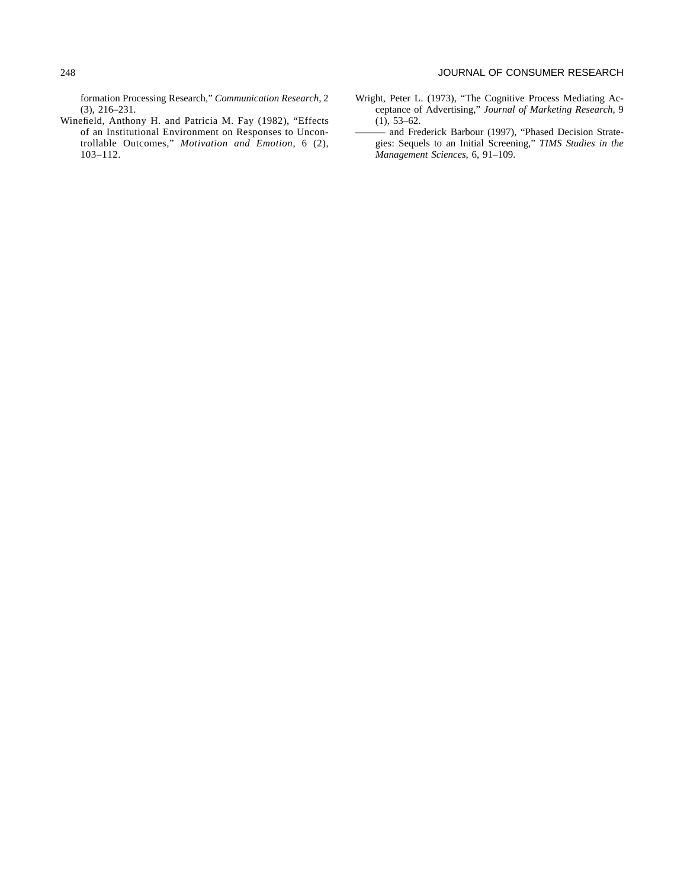formation Processing Research," *Communication Research*, 2 (3), 216–231.

Winefield, Anthony H. and Patricia M. Fay (1982), "Effects of an Institutional Environment on Responses to Uncontrollable Outcomes," *Motivation and Emotion*, 6 (2), 103–112.

Wright, Peter L. (1973), "The Cognitive Process Mediating Acceptance of Advertising," *Journal of Marketing Research*, 9 (1), 53–62.

——— and Frederick Barbour (1997), "Phased Decision Strategies: Sequels to an Initial Screening," *TIMS Studies in the Management Sciences*, 6, 91–109.